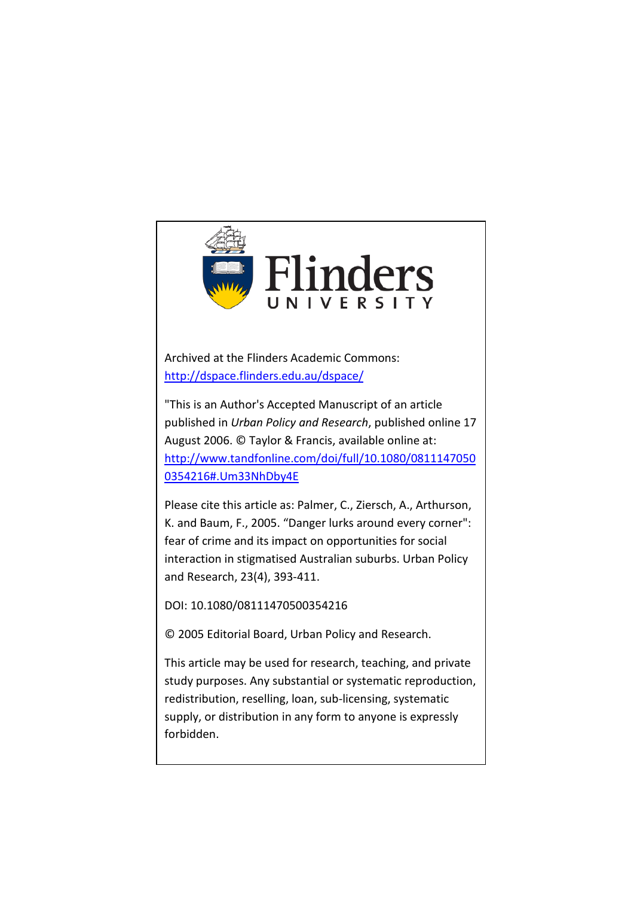Archived at the Flinders Academic Commons:
http://dspace.flinders.edu.au/dspace/

"This is an Author's Accepted Manuscript of an article published in *Urban Policy and Research*, published online 17 August 2006. © Taylor & Francis, available online at: http://www.tandfonline.com/doi/full/10.1080/08111470500354216#.Um33NhDby4E

Please cite this article as: Palmer, C., Ziersch, A., Arthurson, K. and Baum, F., 2005. "Danger lurks around every corner": fear of crime and its impact on opportunities for social interaction in stigmatised Australian suburbs. Urban Policy and Research, 23(4), 393-411.

DOI: 10.1080/08111470500354216

© 2005 Editorial Board, Urban Policy and Research.

This article may be used for research, teaching, and private study purposes. Any substantial or systematic reproduction, redistribution, reselling, loan, sub-licensing, systematic supply, or distribution in any form to anyone is expressly forbidden.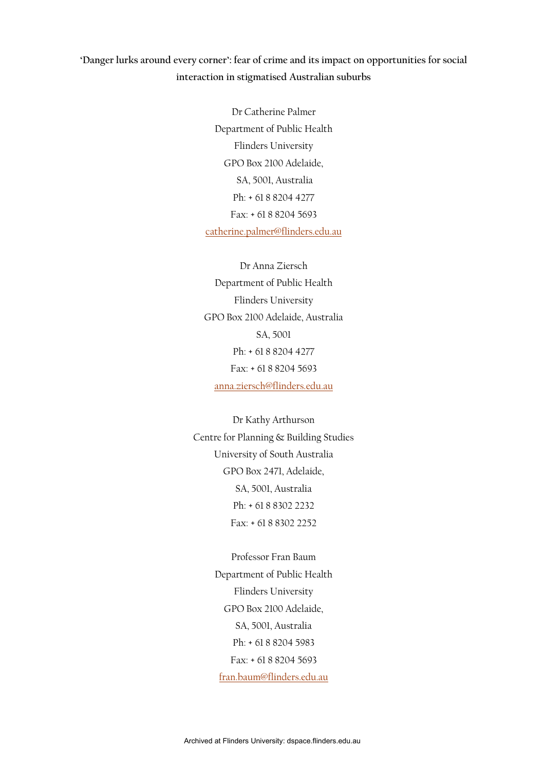**'Danger lurks around every corner': fear of crime and its impact on opportunities for social interaction in stigmatised Australian suburbs**

Dr Catherine Palmer
Department of Public Health
Flinders University
GPO Box 2100 Adelaide,
SA, 5001, Australia
Ph: + 61 8 8204 4277
Fax: + 61 8 8204 5693
catherine.palmer@flinders.edu.au

Dr Anna Ziersch
Department of Public Health
Flinders University
GPO Box 2100 Adelaide, Australia
SA, 5001
Ph: + 61 8 8204 4277
Fax: + 61 8 8204 5693
anna.ziersch@flinders.edu.au

Dr Kathy Arthurson
Centre for Planning & Building Studies
University of South Australia
GPO Box 2471, Adelaide,
SA, 5001, Australia
Ph: + 61 8 8302 2232
Fax: + 61 8 8302 2252

Professor Fran Baum
Department of Public Health
Flinders University
GPO Box 2100 Adelaide,
SA, 5001, Australia
Ph: + 61 8 8204 5983
Fax: + 61 8 8204 5693
fran.baum@flinders.edu.au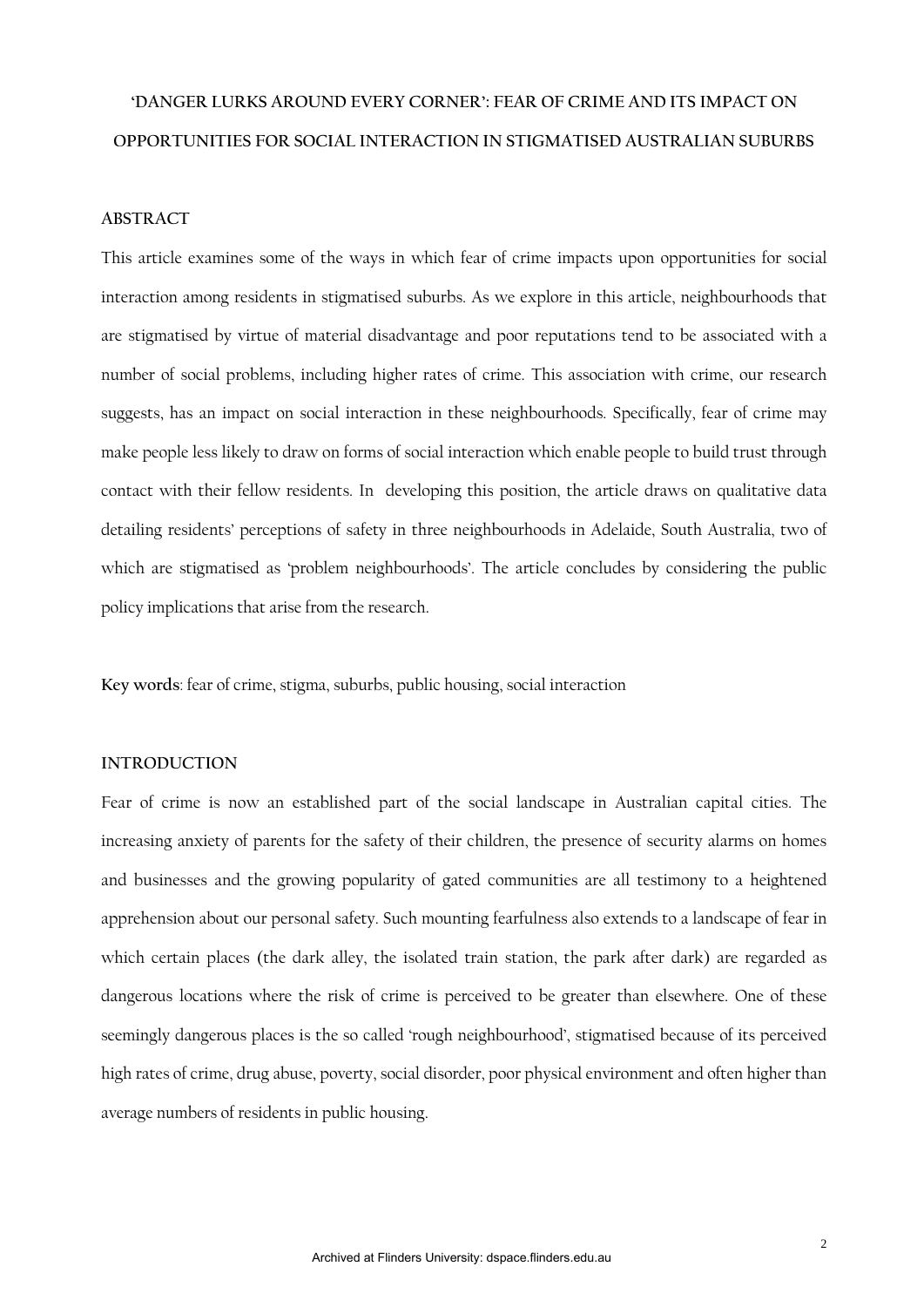# 'DANGER LURKS AROUND EVERY CORNER': FEAR OF CRIME AND ITS IMPACT ON OPPORTUNITIES FOR SOCIAL INTERACTION IN STIGMATISED AUSTRALIAN SUBURBS

## ABSTRACT

This article examines some of the ways in which fear of crime impacts upon opportunities for social interaction among residents in stigmatised suburbs. As we explore in this article, neighbourhoods that are stigmatised by virtue of material disadvantage and poor reputations tend to be associated with a number of social problems, including higher rates of crime. This association with crime, our research suggests, has an impact on social interaction in these neighbourhoods. Specifically, fear of crime may make people less likely to draw on forms of social interaction which enable people to build trust through contact with their fellow residents. In developing this position, the article draws on qualitative data detailing residents' perceptions of safety in three neighbourhoods in Adelaide, South Australia, two of which are stigmatised as 'problem neighbourhoods'. The article concludes by considering the public policy implications that arise from the research.

**Key words**: fear of crime, stigma, suburbs, public housing, social interaction

## INTRODUCTION

Fear of crime is now an established part of the social landscape in Australian capital cities. The increasing anxiety of parents for the safety of their children, the presence of security alarms on homes and businesses and the growing popularity of gated communities are all testimony to a heightened apprehension about our personal safety. Such mounting fearfulness also extends to a landscape of fear in which certain places (the dark alley, the isolated train station, the park after dark) are regarded as dangerous locations where the risk of crime is perceived to be greater than elsewhere. One of these seemingly dangerous places is the so called 'rough neighbourhood', stigmatised because of its perceived high rates of crime, drug abuse, poverty, social disorder, poor physical environment and often higher than average numbers of residents in public housing.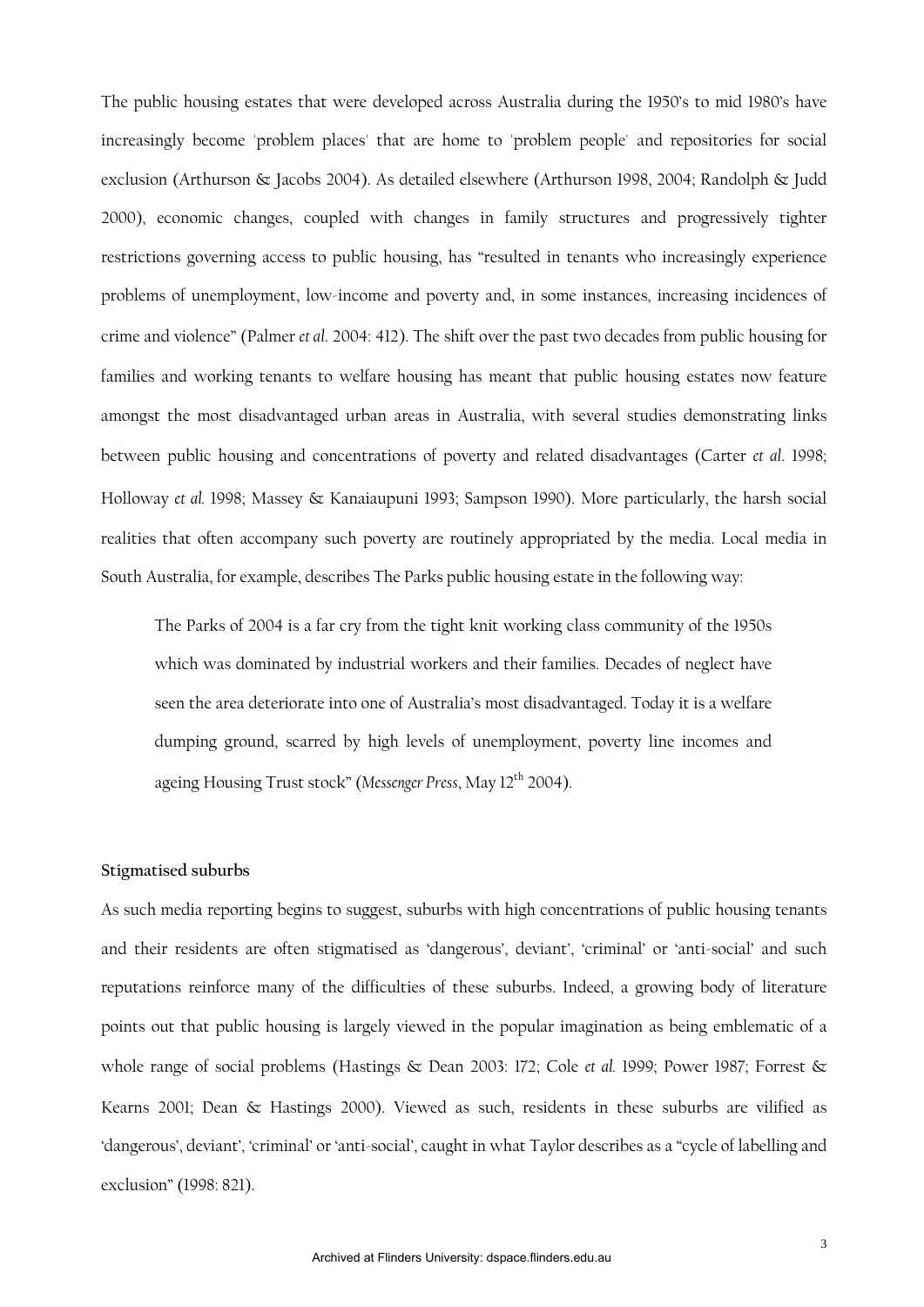The public housing estates that were developed across Australia during the 1950's to mid 1980's have increasingly become 'problem places' that are home to 'problem people' and repositories for social exclusion (Arthurson & Jacobs 2004). As detailed elsewhere (Arthurson 1998, 2004; Randolph & Judd 2000), economic changes, coupled with changes in family structures and progressively tighter restrictions governing access to public housing, has "resulted in tenants who increasingly experience problems of unemployment, low-income and poverty and, in some instances, increasing incidences of crime and violence" (Palmer *et al*. 2004: 412). The shift over the past two decades from public housing for families and working tenants to welfare housing has meant that public housing estates now feature amongst the most disadvantaged urban areas in Australia, with several studies demonstrating links between public housing and concentrations of poverty and related disadvantages (Carter *et al*. 1998; Holloway *et al.* 1998; Massey & Kanaiaupuni 1993; Sampson 1990). More particularly, the harsh social realities that often accompany such poverty are routinely appropriated by the media. Local media in South Australia, for example, describes The Parks public housing estate in the following way:

> The Parks of 2004 is a far cry from the tight knit working class community of the 1950s which was dominated by industrial workers and their families. Decades of neglect have seen the area deteriorate into one of Australia's most disadvantaged. Today it is a welfare dumping ground, scarred by high levels of unemployment, poverty line incomes and ageing Housing Trust stock" (*Messenger Press*, May 12th 2004).

**Stigmatised suburbs**

As such media reporting begins to suggest, suburbs with high concentrations of public housing tenants and their residents are often stigmatised as 'dangerous', deviant', 'criminal' or 'anti-social' and such reputations reinforce many of the difficulties of these suburbs. Indeed, a growing body of literature points out that public housing is largely viewed in the popular imagination as being emblematic of a whole range of social problems (Hastings & Dean 2003: 172; Cole *et al.* 1999; Power 1987; Forrest & Kearns 2001; Dean & Hastings 2000). Viewed as such, residents in these suburbs are vilified as 'dangerous', deviant', 'criminal' or 'anti-social', caught in what Taylor describes as a "cycle of labelling and exclusion" (1998: 821).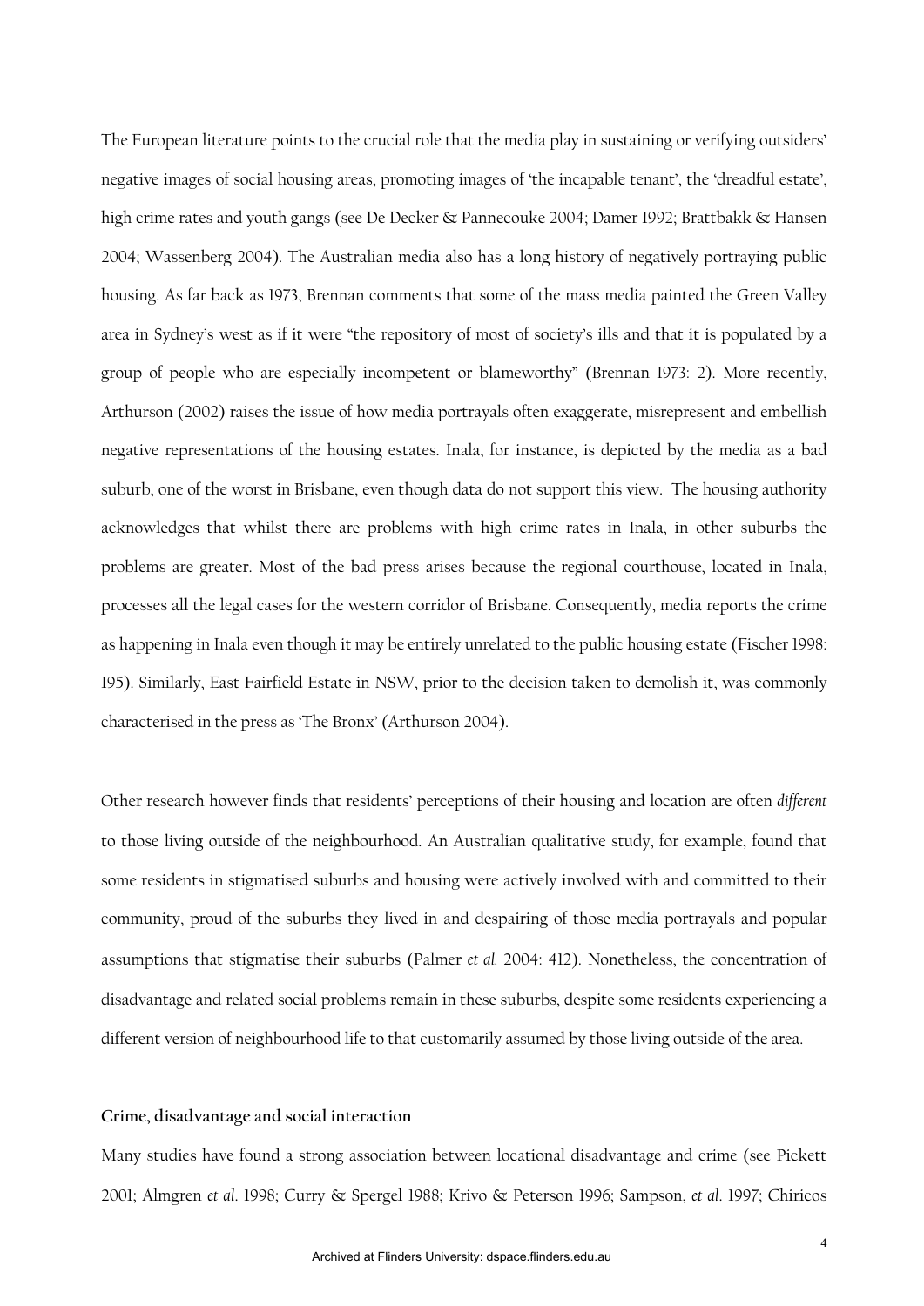The European literature points to the crucial role that the media play in sustaining or verifying outsiders' negative images of social housing areas, promoting images of 'the incapable tenant', the 'dreadful estate', high crime rates and youth gangs (see De Decker & Pannecouke 2004; Damer 1992; Brattbakk & Hansen 2004; Wassenberg 2004). The Australian media also has a long history of negatively portraying public housing. As far back as 1973, Brennan comments that some of the mass media painted the Green Valley area in Sydney's west as if it were "the repository of most of society's ills and that it is populated by a group of people who are especially incompetent or blameworthy" (Brennan 1973: 2). More recently, Arthurson (2002) raises the issue of how media portrayals often exaggerate, misrepresent and embellish negative representations of the housing estates. Inala, for instance, is depicted by the media as a bad suburb, one of the worst in Brisbane, even though data do not support this view. The housing authority acknowledges that whilst there are problems with high crime rates in Inala, in other suburbs the problems are greater. Most of the bad press arises because the regional courthouse, located in Inala, processes all the legal cases for the western corridor of Brisbane. Consequently, media reports the crime as happening in Inala even though it may be entirely unrelated to the public housing estate (Fischer 1998: 195). Similarly, East Fairfield Estate in NSW, prior to the decision taken to demolish it, was commonly characterised in the press as 'The Bronx' (Arthurson 2004).

Other research however finds that residents' perceptions of their housing and location are often *different* to those living outside of the neighbourhood. An Australian qualitative study, for example, found that some residents in stigmatised suburbs and housing were actively involved with and committed to their community, proud of the suburbs they lived in and despairing of those media portrayals and popular assumptions that stigmatise their suburbs (Palmer *et al.* 2004: 412). Nonetheless, the concentration of disadvantage and related social problems remain in these suburbs, despite some residents experiencing a different version of neighbourhood life to that customarily assumed by those living outside of the area.

### Crime, disadvantage and social interaction

Many studies have found a strong association between locational disadvantage and crime (see Pickett 2001; Almgren *et al*. 1998; Curry & Spergel 1988; Krivo & Peterson 1996; Sampson, *et al*. 1997; Chiricos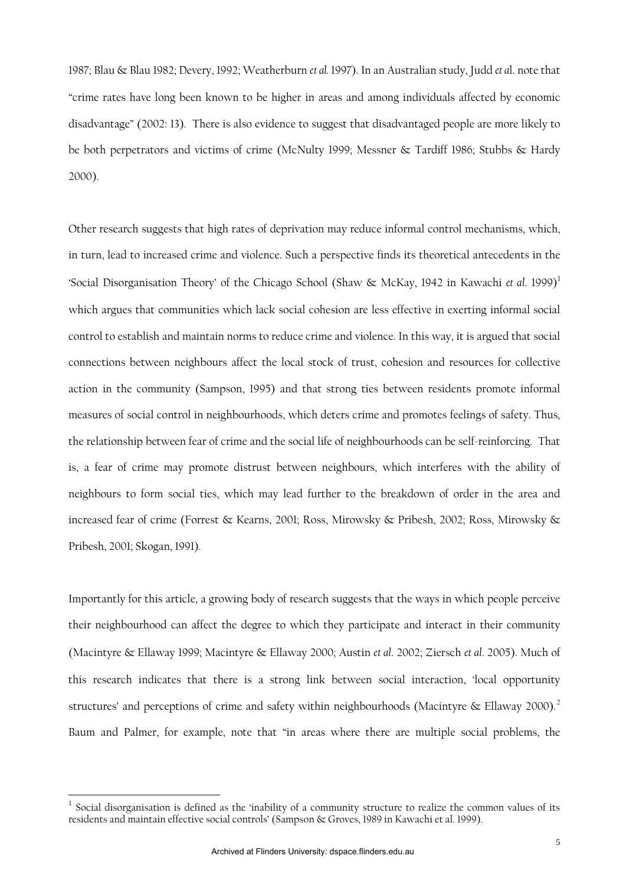1987; Blau & Blau 1982; Devery, 1992; Weatherburn *et al.* 1997). In an Australian study, Judd *et al*. note that "crime rates have long been known to be higher in areas and among individuals affected by economic disadvantage" (2002: 13). There is also evidence to suggest that disadvantaged people are more likely to be both perpetrators and victims of crime (McNulty 1999; Messner & Tardiff 1986; Stubbs & Hardy 2000).

Other research suggests that high rates of deprivation may reduce informal control mechanisms, which, in turn, lead to increased crime and violence. Such a perspective finds its theoretical antecedents in the 'Social Disorganisation Theory' of the Chicago School (Shaw & McKay, 1942 in Kawachi *et al*. 1999)[1] which argues that communities which lack social cohesion are less effective in exerting informal social control to establish and maintain norms to reduce crime and violence. In this way, it is argued that social connections between neighbours affect the local stock of trust, cohesion and resources for collective action in the community (Sampson, 1995) and that strong ties between residents promote informal measures of social control in neighbourhoods, which deters crime and promotes feelings of safety. Thus, the relationship between fear of crime and the social life of neighbourhoods can be self-reinforcing. That is, a fear of crime may promote distrust between neighbours, which interferes with the ability of neighbours to form social ties, which may lead further to the breakdown of order in the area and increased fear of crime (Forrest & Kearns, 2001; Ross, Mirowsky & Pribesh, 2002; Ross, Mirowsky & Pribesh, 2001; Skogan, 1991).

Importantly for this article, a growing body of research suggests that the ways in which people perceive their neighbourhood can affect the degree to which they participate and interact in their community (Macintyre & Ellaway 1999; Macintyre & Ellaway 2000; Austin *et al*. 2002; Ziersch *et al*. 2005). Much of this research indicates that there is a strong link between social interaction, 'local opportunity structures' and perceptions of crime and safety within neighbourhoods (Macintyre & Ellaway 2000).[2] Baum and Palmer, for example, note that "in areas where there are multiple social problems, the

[1] Social disorganisation is defined as the 'inability of a community structure to realize the common values of its residents and maintain effective social controls' (Sampson & Groves, 1989 in Kawachi et al. 1999).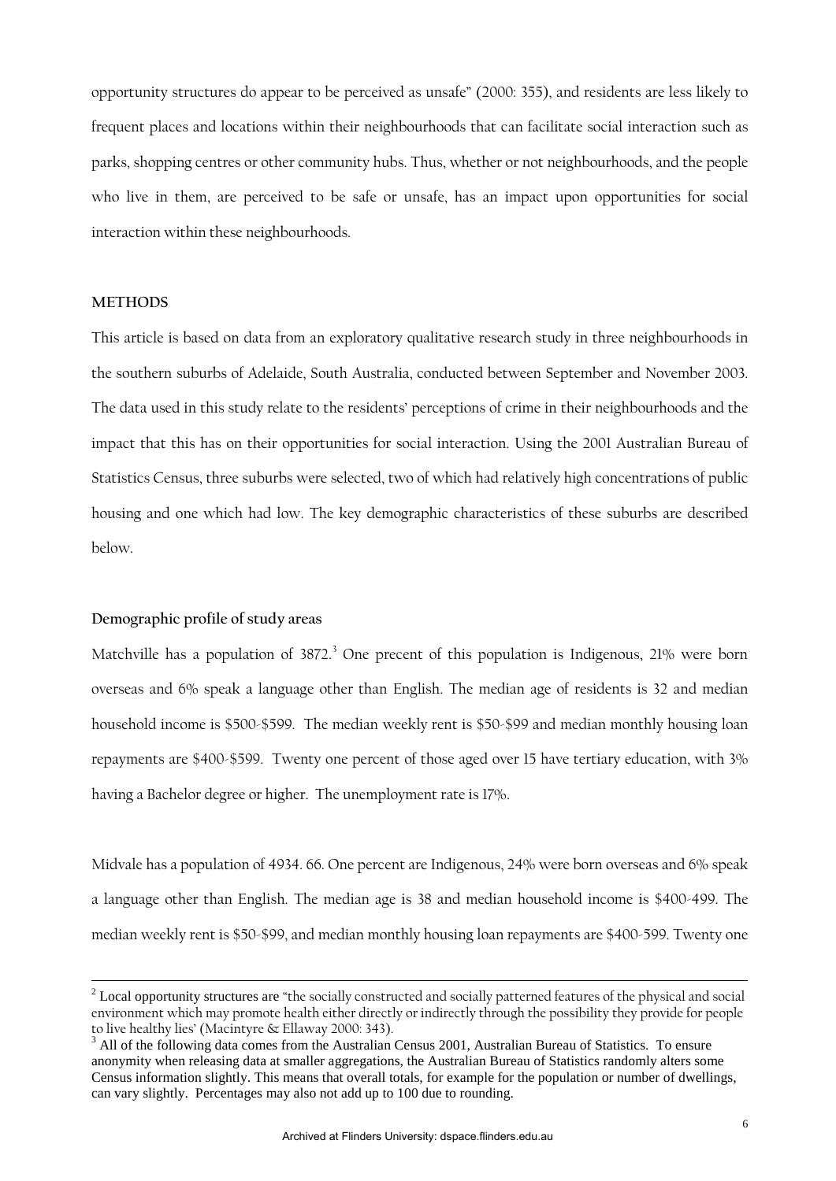opportunity structures do appear to be perceived as unsafe" (2000: 355), and residents are less likely to frequent places and locations within their neighbourhoods that can facilitate social interaction such as parks, shopping centres or other community hubs. Thus, whether or not neighbourhoods, and the people who live in them, are perceived to be safe or unsafe, has an impact upon opportunities for social interaction within these neighbourhoods.

## METHODS

This article is based on data from an exploratory qualitative research study in three neighbourhoods in the southern suburbs of Adelaide, South Australia, conducted between September and November 2003. The data used in this study relate to the residents' perceptions of crime in their neighbourhoods and the impact that this has on their opportunities for social interaction. Using the 2001 Australian Bureau of Statistics Census, three suburbs were selected, two of which had relatively high concentrations of public housing and one which had low. The key demographic characteristics of these suburbs are described below.

### Demographic profile of study areas

Matchville has a population of 3872.[3] One precent of this population is Indigenous, 21% were born overseas and 6% speak a language other than English. The median age of residents is 32 and median household income is $500-$599. The median weekly rent is $50-$99 and median monthly housing loan repayments are $400-$599. Twenty one percent of those aged over 15 have tertiary education, with 3% having a Bachelor degree or higher. The unemployment rate is 17%.

Midvale has a population of 4934. 66. One percent are Indigenous, 24% were born overseas and 6% speak a language other than English. The median age is 38 and median household income is $400-499. The median weekly rent is $50-$99, and median monthly housing loan repayments are $400-599. Twenty one

---

[2] Local opportunity structures are "the socially constructed and socially patterned features of the physical and social environment which may promote health either directly or indirectly through the possibility they provide for people to live healthy lies' (Macintyre & Ellaway 2000: 343).

[3] All of the following data comes from the Australian Census 2001, Australian Bureau of Statistics. To ensure anonymity when releasing data at smaller aggregations, the Australian Bureau of Statistics randomly alters some Census information slightly. This means that overall totals, for example for the population or number of dwellings, can vary slightly. Percentages may also not add up to 100 due to rounding.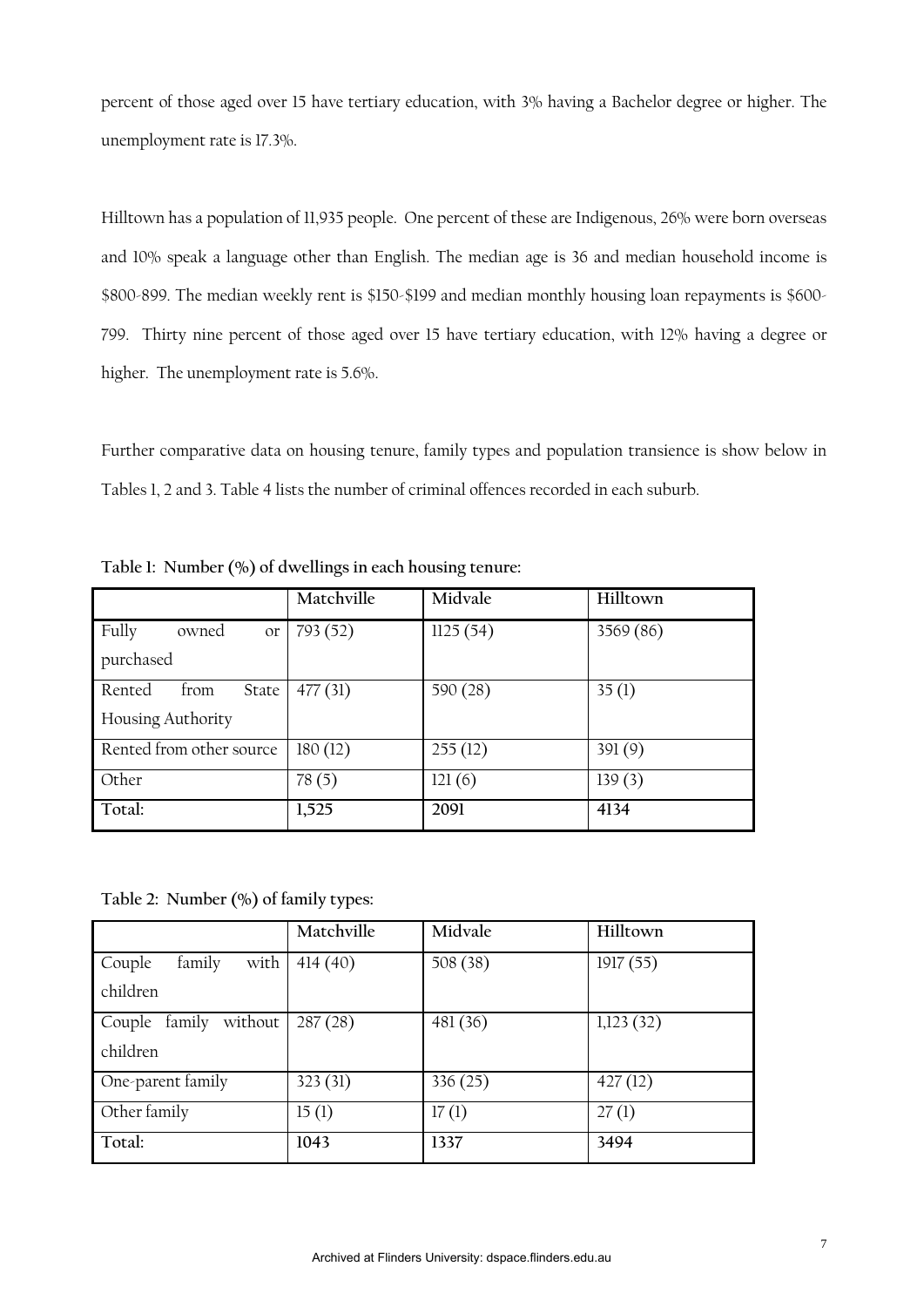percent of those aged over 15 have tertiary education, with 3% having a Bachelor degree or higher. The unemployment rate is 17.3%.

Hilltown has a population of 11,935 people. One percent of these are Indigenous, 26% were born overseas and 10% speak a language other than English. The median age is 36 and median household income is \$800-899. The median weekly rent is \$150-\$199 and median monthly housing loan repayments is \$600-799. Thirty nine percent of those aged over 15 have tertiary education, with 12% having a degree or higher. The unemployment rate is 5.6%.

Further comparative data on housing tenure, family types and population transience is show below in Tables 1, 2 and 3. Table 4 lists the number of criminal offences recorded in each suburb.

**Table 1: Number (%) of dwellings in each housing tenure:**

| | Matchville | Midvale | Hilltown |
|---|---|---|---|
| Fully owned or purchased | 793 (52) | 1125 (54) | 3569 (86) |
| Rented from State Housing Authority | 477 (31) | 590 (28) | 35 (1) |
| Rented from other source | 180 (12) | 255 (12) | 391 (9) |
| Other | 78 (5) | 121 (6) | 139 (3) |
| **Total:** | **1,525** | **2091** | **4134** |

**Table 2: Number (%) of family types:**

| | Matchville | Midvale | Hilltown |
|---|---|---|---|
| Couple family with children | 414 (40) | 508 (38) | 1917 (55) |
| Couple family without children | 287 (28) | 481 (36) | 1,123 (32) |
| One-parent family | 323 (31) | 336 (25) | 427 (12) |
| Other family | 15 (1) | 17 (1) | 27 (1) |
| **Total:** | **1043** | **1337** | **3494** |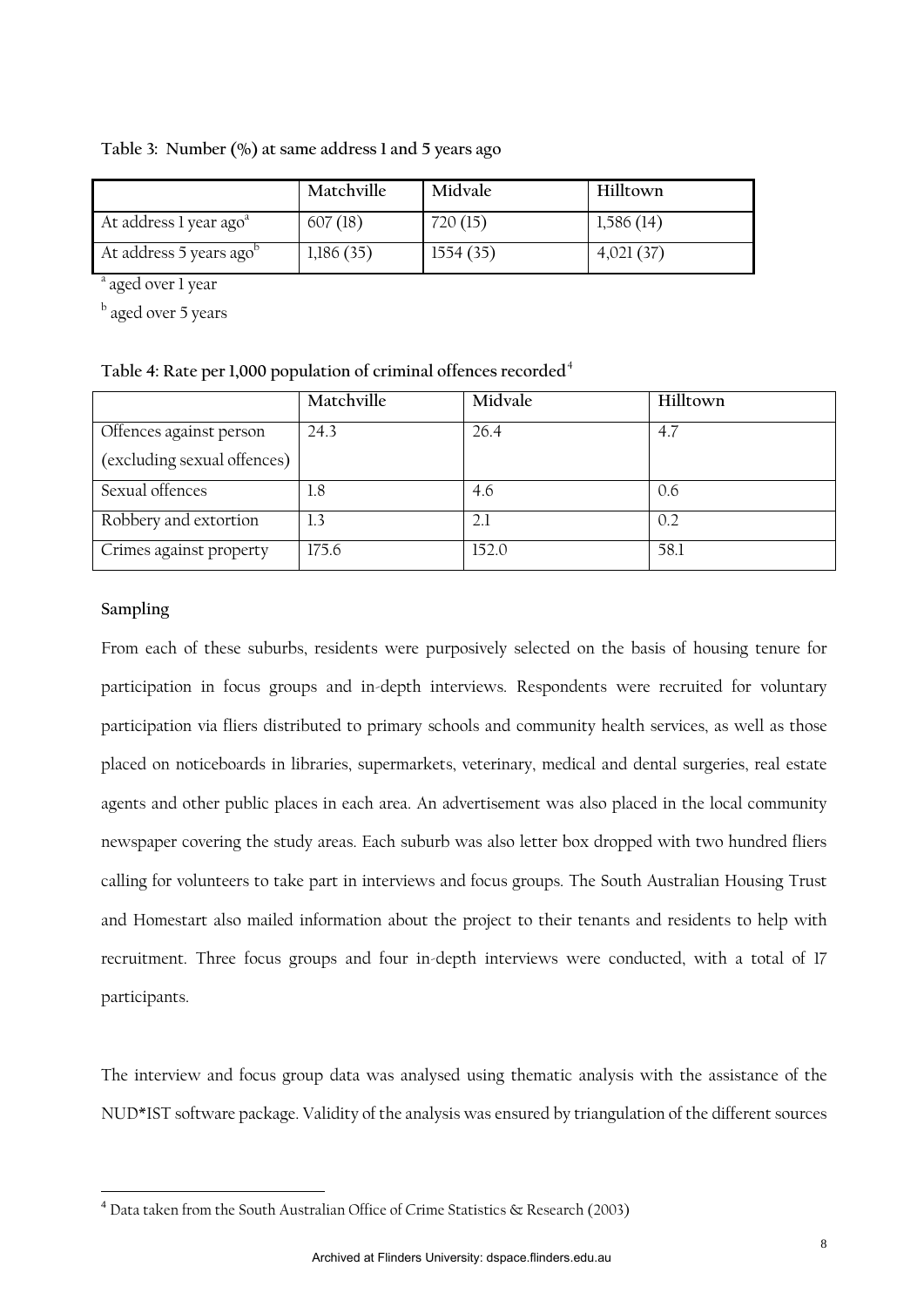**Table 3: Number (%) at same address 1 and 5 years ago**

| | Matchville | Midvale | Hilltown |
|---|---|---|---|
| At address 1 year ago[a] | 607 (18) | 720 (15) | 1,586 (14) |
| At address 5 years ago[b] | 1,186 (35) | 1554 (35) | 4,021 (37) |

[a] aged over 1 year

[b] aged over 5 years

**Table 4: Rate per 1,000 population of criminal offences recorded[4]**

| | Matchville | Midvale | Hilltown |
|---|---|---|---|
| Offences against person (excluding sexual offences) | 24.3 | 26.4 | 4.7 |
| Sexual offences | 1.8 | 4.6 | 0.6 |
| Robbery and extortion | 1.3 | 2.1 | 0.2 |
| Crimes against property | 175.6 | 152.0 | 58.1 |

**Sampling**

From each of these suburbs, residents were purposively selected on the basis of housing tenure for participation in focus groups and in-depth interviews. Respondents were recruited for voluntary participation via fliers distributed to primary schools and community health services, as well as those placed on noticeboards in libraries, supermarkets, veterinary, medical and dental surgeries, real estate agents and other public places in each area. An advertisement was also placed in the local community newspaper covering the study areas. Each suburb was also letter box dropped with two hundred fliers calling for volunteers to take part in interviews and focus groups. The South Australian Housing Trust and Homestart also mailed information about the project to their tenants and residents to help with recruitment. Three focus groups and four in-depth interviews were conducted, with a total of 17 participants.

The interview and focus group data was analysed using thematic analysis with the assistance of the NUD*IST software package. Validity of the analysis was ensured by triangulation of the different sources

[4] Data taken from the South Australian Office of Crime Statistics & Research (2003)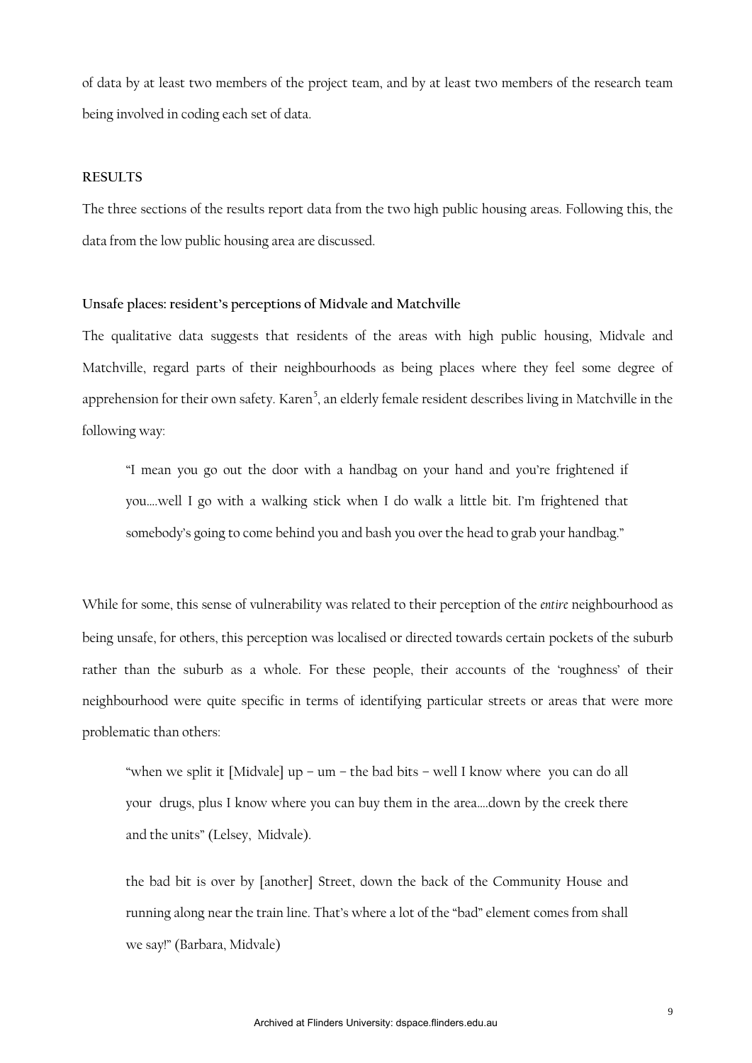of data by at least two members of the project team, and by at least two members of the research team being involved in coding each set of data.

## RESULTS

The three sections of the results report data from the two high public housing areas. Following this, the data from the low public housing area are discussed.

### Unsafe places: resident's perceptions of Midvale and Matchville

The qualitative data suggests that residents of the areas with high public housing, Midvale and Matchville, regard parts of their neighbourhoods as being places where they feel some degree of apprehension for their own safety. Karen[5], an elderly female resident describes living in Matchville in the following way:

> "I mean you go out the door with a handbag on your hand and you're frightened if you….well I go with a walking stick when I do walk a little bit. I'm frightened that somebody's going to come behind you and bash you over the head to grab your handbag."

While for some, this sense of vulnerability was related to their perception of the *entire* neighbourhood as being unsafe, for others, this perception was localised or directed towards certain pockets of the suburb rather than the suburb as a whole. For these people, their accounts of the 'roughness' of their neighbourhood were quite specific in terms of identifying particular streets or areas that were more problematic than others:

> "when we split it [Midvale] up – um – the bad bits – well I know where you can do all your drugs, plus I know where you can buy them in the area….down by the creek there and the units" (Lelsey, Midvale).

> the bad bit is over by [another] Street, down the back of the Community House and running along near the train line. That's where a lot of the "bad" element comes from shall we say!" (Barbara, Midvale)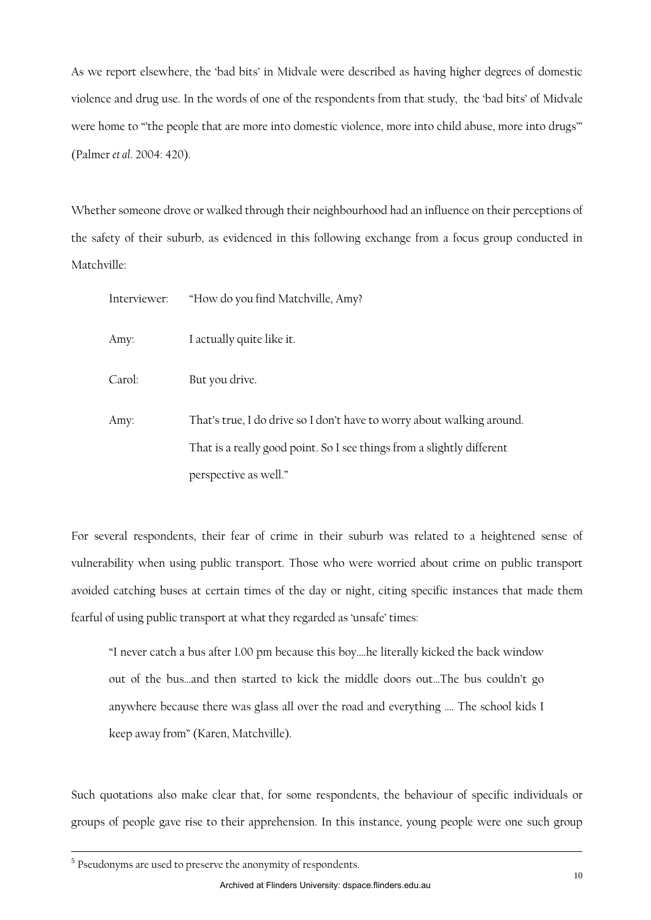As we report elsewhere, the 'bad bits' in Midvale were described as having higher degrees of domestic violence and drug use. In the words of one of the respondents from that study, the 'bad bits' of Midvale were home to "'the people that are more into domestic violence, more into child abuse, more into drugs'" (Palmer *et al*. 2004: 420).

Whether someone drove or walked through their neighbourhood had an influence on their perceptions of the safety of their suburb, as evidenced in this following exchange from a focus group conducted in Matchville:

> Interviewer: "How do you find Matchville, Amy?
>
> Amy: I actually quite like it.
>
> Carol: But you drive.
>
> Amy: That's true, I do drive so I don't have to worry about walking around. That is a really good point. So I see things from a slightly different perspective as well."

For several respondents, their fear of crime in their suburb was related to a heightened sense of vulnerability when using public transport. Those who were worried about crime on public transport avoided catching buses at certain times of the day or night, citing specific instances that made them fearful of using public transport at what they regarded as 'unsafe' times:

> "I never catch a bus after 1.00 pm because this boy….he literally kicked the back window out of the bus…and then started to kick the middle doors out…The bus couldn't go anywhere because there was glass all over the road and everything …. The school kids I keep away from" (Karen, Matchville).

Such quotations also make clear that, for some respondents, the behaviour of specific individuals or groups of people gave rise to their apprehension. In this instance, young people were one such group

---

[5] Pseudonyms are used to preserve the anonymity of respondents.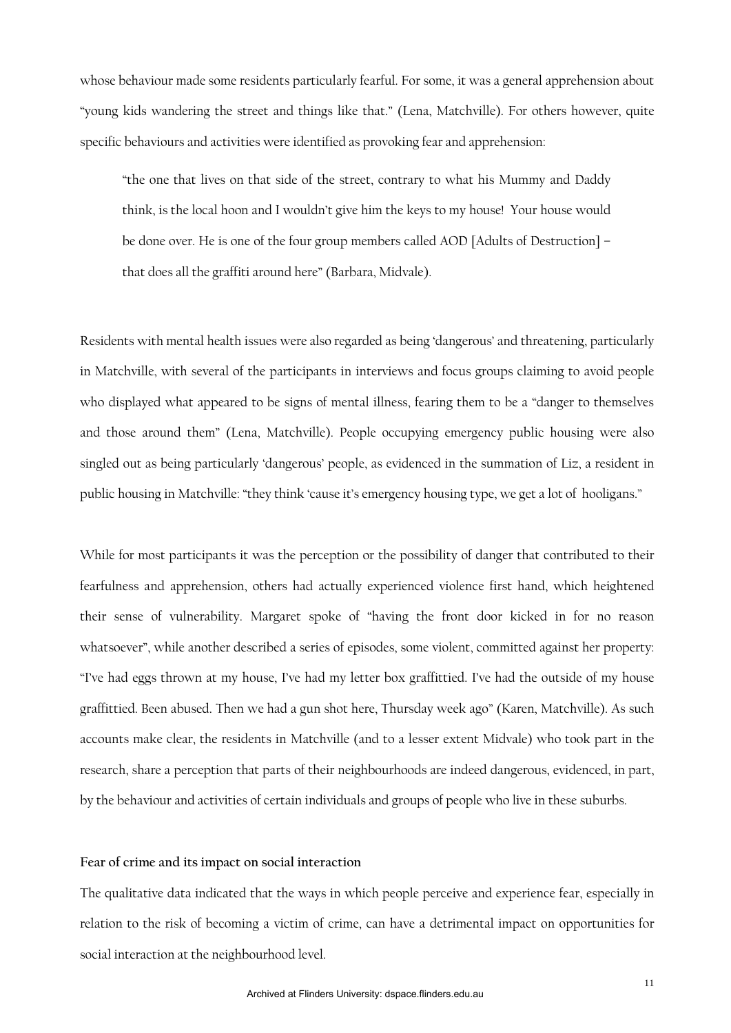whose behaviour made some residents particularly fearful. For some, it was a general apprehension about "young kids wandering the street and things like that." (Lena, Matchville). For others however, quite specific behaviours and activities were identified as provoking fear and apprehension:

> "the one that lives on that side of the street, contrary to what his Mummy and Daddy think, is the local hoon and I wouldn't give him the keys to my house! Your house would be done over. He is one of the four group members called AOD [Adults of Destruction] – that does all the graffiti around here" (Barbara, Midvale).

Residents with mental health issues were also regarded as being 'dangerous' and threatening, particularly in Matchville, with several of the participants in interviews and focus groups claiming to avoid people who displayed what appeared to be signs of mental illness, fearing them to be a "danger to themselves and those around them" (Lena, Matchville). People occupying emergency public housing were also singled out as being particularly 'dangerous' people, as evidenced in the summation of Liz, a resident in public housing in Matchville: "they think 'cause it's emergency housing type, we get a lot of hooligans."

While for most participants it was the perception or the possibility of danger that contributed to their fearfulness and apprehension, others had actually experienced violence first hand, which heightened their sense of vulnerability. Margaret spoke of "having the front door kicked in for no reason whatsoever", while another described a series of episodes, some violent, committed against her property: "I've had eggs thrown at my house, I've had my letter box graffittied. I've had the outside of my house graffittied. Been abused. Then we had a gun shot here, Thursday week ago" (Karen, Matchville). As such accounts make clear, the residents in Matchville (and to a lesser extent Midvale) who took part in the research, share a perception that parts of their neighbourhoods are indeed dangerous, evidenced, in part, by the behaviour and activities of certain individuals and groups of people who live in these suburbs.

**Fear of crime and its impact on social interaction**

The qualitative data indicated that the ways in which people perceive and experience fear, especially in relation to the risk of becoming a victim of crime, can have a detrimental impact on opportunities for social interaction at the neighbourhood level.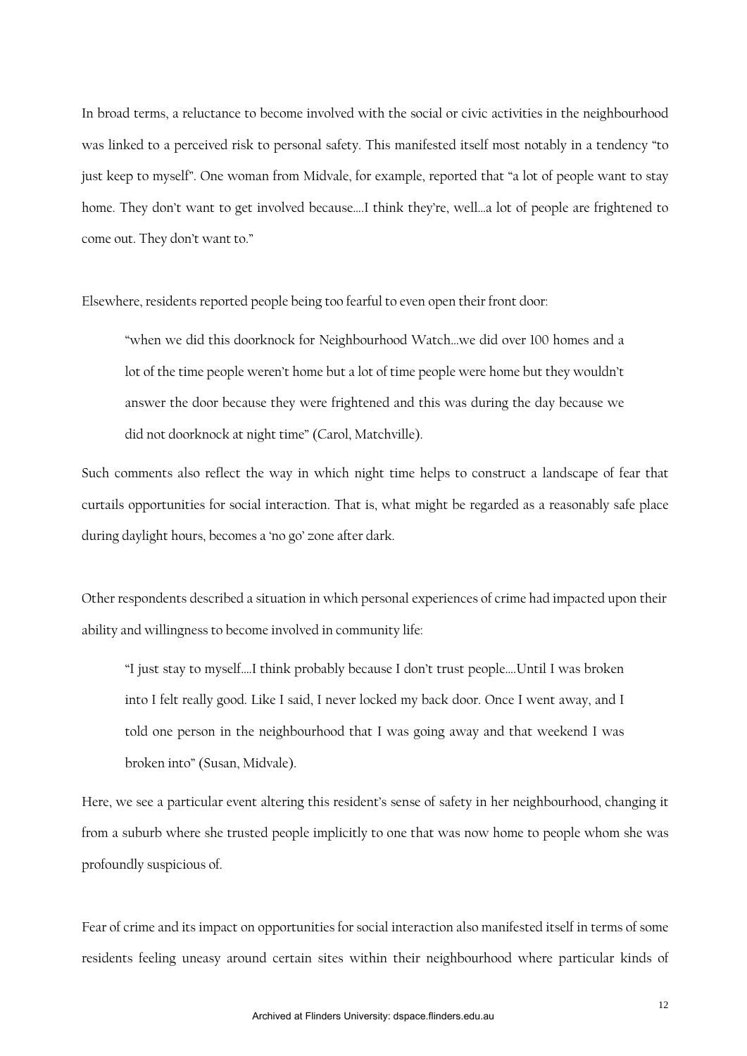In broad terms, a reluctance to become involved with the social or civic activities in the neighbourhood was linked to a perceived risk to personal safety. This manifested itself most notably in a tendency "to just keep to myself". One woman from Midvale, for example, reported that "a lot of people want to stay home. They don't want to get involved because….I think they're, well…a lot of people are frightened to come out. They don't want to."

Elsewhere, residents reported people being too fearful to even open their front door:

> "when we did this doorknock for Neighbourhood Watch…we did over 100 homes and a lot of the time people weren't home but a lot of time people were home but they wouldn't answer the door because they were frightened and this was during the day because we did not doorknock at night time" (Carol, Matchville).

Such comments also reflect the way in which night time helps to construct a landscape of fear that curtails opportunities for social interaction. That is, what might be regarded as a reasonably safe place during daylight hours, becomes a 'no go' zone after dark.

Other respondents described a situation in which personal experiences of crime had impacted upon their ability and willingness to become involved in community life:

> "I just stay to myself….I think probably because I don't trust people….Until I was broken into I felt really good. Like I said, I never locked my back door. Once I went away, and I told one person in the neighbourhood that I was going away and that weekend I was broken into" (Susan, Midvale).

Here, we see a particular event altering this resident's sense of safety in her neighbourhood, changing it from a suburb where she trusted people implicitly to one that was now home to people whom she was profoundly suspicious of.

Fear of crime and its impact on opportunities for social interaction also manifested itself in terms of some residents feeling uneasy around certain sites within their neighbourhood where particular kinds of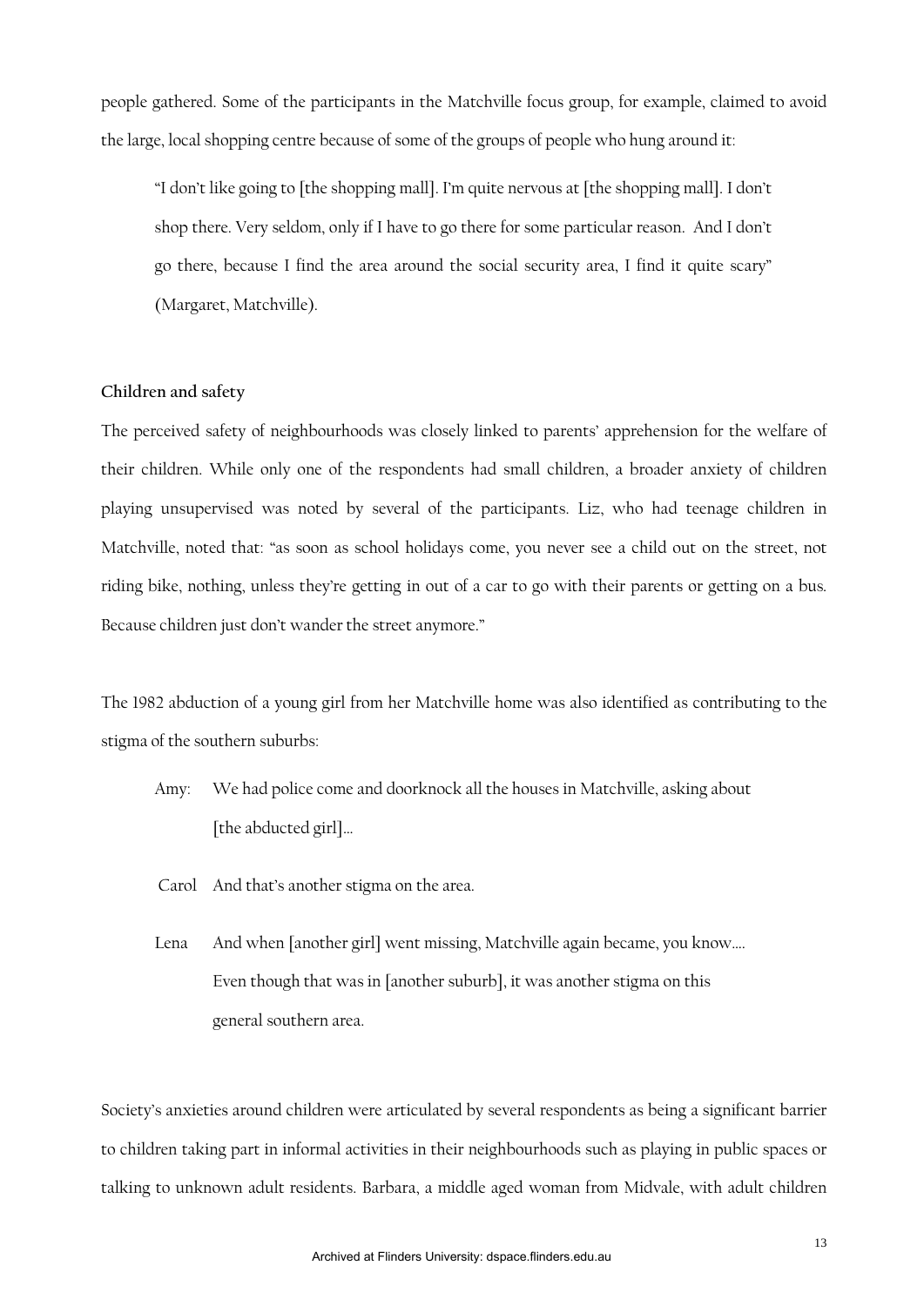people gathered. Some of the participants in the Matchville focus group, for example, claimed to avoid the large, local shopping centre because of some of the groups of people who hung around it:

> "I don't like going to [the shopping mall]. I'm quite nervous at [the shopping mall]. I don't shop there. Very seldom, only if I have to go there for some particular reason. And I don't go there, because I find the area around the social security area, I find it quite scary" (Margaret, Matchville).

**Children and safety**

The perceived safety of neighbourhoods was closely linked to parents' apprehension for the welfare of their children. While only one of the respondents had small children, a broader anxiety of children playing unsupervised was noted by several of the participants. Liz, who had teenage children in Matchville, noted that: "as soon as school holidays come, you never see a child out on the street, not riding bike, nothing, unless they're getting in out of a car to go with their parents or getting on a bus. Because children just don't wander the street anymore."

The 1982 abduction of a young girl from her Matchville home was also identified as contributing to the stigma of the southern suburbs:

> Amy: We had police come and doorknock all the houses in Matchville, asking about [the abducted girl]…
>
> Carol And that's another stigma on the area.
>
> Lena And when [another girl] went missing, Matchville again became, you know…. Even though that was in [another suburb], it was another stigma on this general southern area.

Society's anxieties around children were articulated by several respondents as being a significant barrier to children taking part in informal activities in their neighbourhoods such as playing in public spaces or talking to unknown adult residents. Barbara, a middle aged woman from Midvale, with adult children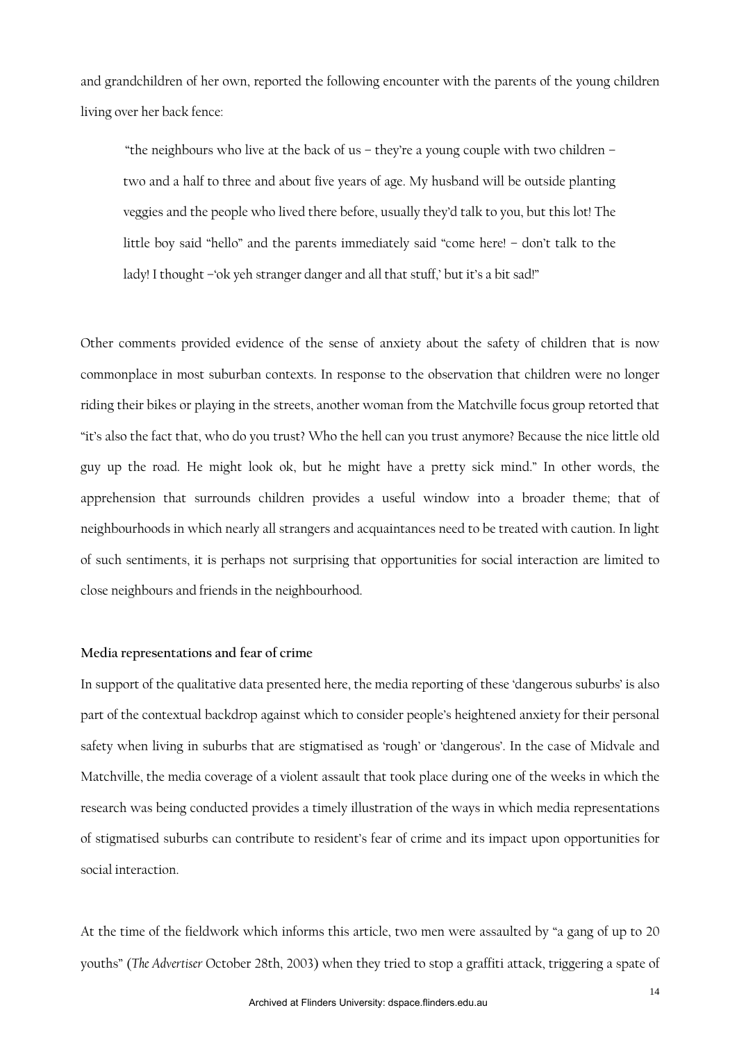and grandchildren of her own, reported the following encounter with the parents of the young children living over her back fence:

> "the neighbours who live at the back of us – they're a young couple with two children – two and a half to three and about five years of age. My husband will be outside planting veggies and the people who lived there before, usually they'd talk to you, but this lot! The little boy said "hello" and the parents immediately said "come here! – don't talk to the lady! I thought –'ok yeh stranger danger and all that stuff,' but it's a bit sad!"

Other comments provided evidence of the sense of anxiety about the safety of children that is now commonplace in most suburban contexts. In response to the observation that children were no longer riding their bikes or playing in the streets, another woman from the Matchville focus group retorted that "it's also the fact that, who do you trust? Who the hell can you trust anymore? Because the nice little old guy up the road. He might look ok, but he might have a pretty sick mind." In other words, the apprehension that surrounds children provides a useful window into a broader theme; that of neighbourhoods in which nearly all strangers and acquaintances need to be treated with caution. In light of such sentiments, it is perhaps not surprising that opportunities for social interaction are limited to close neighbours and friends in the neighbourhood.

**Media representations and fear of crime**

In support of the qualitative data presented here, the media reporting of these 'dangerous suburbs' is also part of the contextual backdrop against which to consider people's heightened anxiety for their personal safety when living in suburbs that are stigmatised as 'rough' or 'dangerous'. In the case of Midvale and Matchville, the media coverage of a violent assault that took place during one of the weeks in which the research was being conducted provides a timely illustration of the ways in which media representations of stigmatised suburbs can contribute to resident's fear of crime and its impact upon opportunities for social interaction.

At the time of the fieldwork which informs this article, two men were assaulted by "a gang of up to 20 youths" (*The Advertiser* October 28th, 2003) when they tried to stop a graffiti attack, triggering a spate of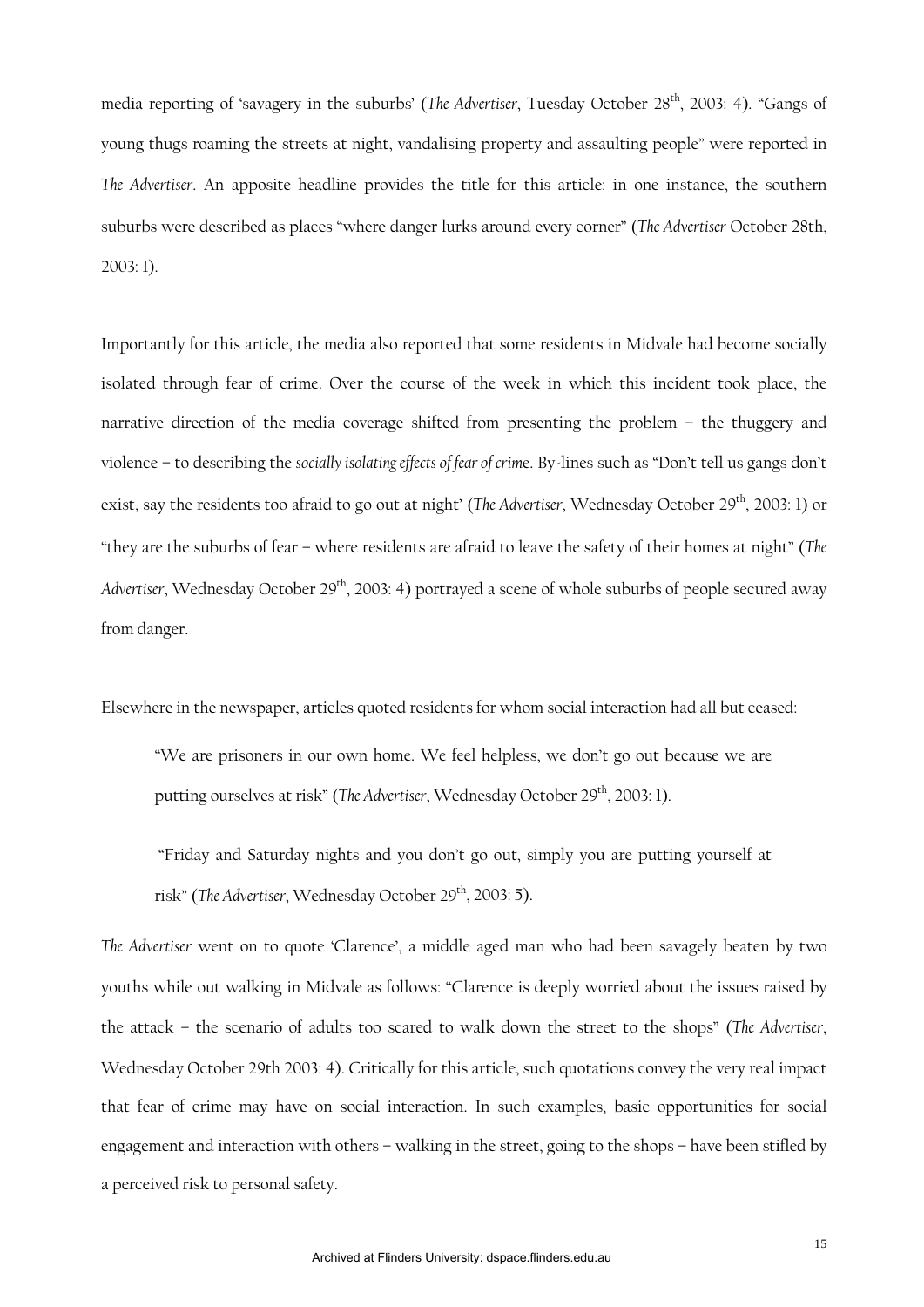media reporting of 'savagery in the suburbs' (*The Advertiser*, Tuesday October 28th, 2003: 4). "Gangs of young thugs roaming the streets at night, vandalising property and assaulting people" were reported in *The Advertiser*. An apposite headline provides the title for this article: in one instance, the southern suburbs were described as places "where danger lurks around every corner" (*The Advertiser* October 28th, 2003: 1).

Importantly for this article, the media also reported that some residents in Midvale had become socially isolated through fear of crime. Over the course of the week in which this incident took place, the narrative direction of the media coverage shifted from presenting the problem – the thuggery and violence – to describing the *socially isolating effects of fear of crime*. By-lines such as "Don't tell us gangs don't exist, say the residents too afraid to go out at night' (*The Advertiser*, Wednesday October 29th, 2003: 1) or "they are the suburbs of fear – where residents are afraid to leave the safety of their homes at night" (*The Advertiser*, Wednesday October 29th, 2003: 4) portrayed a scene of whole suburbs of people secured away from danger.

Elsewhere in the newspaper, articles quoted residents for whom social interaction had all but ceased:

> "We are prisoners in our own home. We feel helpless, we don't go out because we are putting ourselves at risk" (*The Advertiser*, Wednesday October 29th, 2003: 1).
>
> "Friday and Saturday nights and you don't go out, simply you are putting yourself at risk" (*The Advertiser*, Wednesday October 29th, 2003: 5).

*The Advertiser* went on to quote 'Clarence', a middle aged man who had been savagely beaten by two youths while out walking in Midvale as follows: "Clarence is deeply worried about the issues raised by the attack – the scenario of adults too scared to walk down the street to the shops" (*The Advertiser*, Wednesday October 29th 2003: 4). Critically for this article, such quotations convey the very real impact that fear of crime may have on social interaction. In such examples, basic opportunities for social engagement and interaction with others – walking in the street, going to the shops – have been stifled by a perceived risk to personal safety.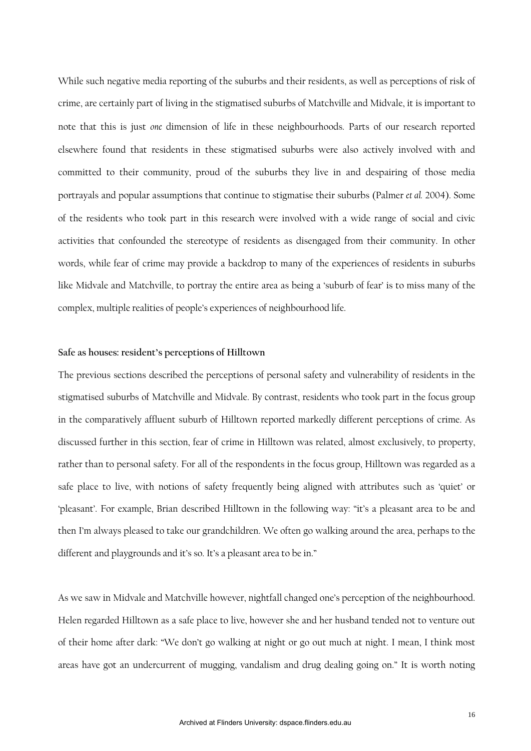While such negative media reporting of the suburbs and their residents, as well as perceptions of risk of crime, are certainly part of living in the stigmatised suburbs of Matchville and Midvale, it is important to note that this is just *one* dimension of life in these neighbourhoods. Parts of our research reported elsewhere found that residents in these stigmatised suburbs were also actively involved with and committed to their community, proud of the suburbs they live in and despairing of those media portrayals and popular assumptions that continue to stigmatise their suburbs (Palmer *et al.* 2004). Some of the residents who took part in this research were involved with a wide range of social and civic activities that confounded the stereotype of residents as disengaged from their community. In other words, while fear of crime may provide a backdrop to many of the experiences of residents in suburbs like Midvale and Matchville, to portray the entire area as being a 'suburb of fear' is to miss many of the complex, multiple realities of people's experiences of neighbourhood life.

**Safe as houses: resident's perceptions of Hilltown**

The previous sections described the perceptions of personal safety and vulnerability of residents in the stigmatised suburbs of Matchville and Midvale. By contrast, residents who took part in the focus group in the comparatively affluent suburb of Hilltown reported markedly different perceptions of crime. As discussed further in this section, fear of crime in Hilltown was related, almost exclusively, to property, rather than to personal safety. For all of the respondents in the focus group, Hilltown was regarded as a safe place to live, with notions of safety frequently being aligned with attributes such as 'quiet' or 'pleasant'. For example, Brian described Hilltown in the following way: "it's a pleasant area to be and then I'm always pleased to take our grandchildren. We often go walking around the area, perhaps to the different and playgrounds and it's so. It's a pleasant area to be in."

As we saw in Midvale and Matchville however, nightfall changed one's perception of the neighbourhood. Helen regarded Hilltown as a safe place to live, however she and her husband tended not to venture out of their home after dark: "We don't go walking at night or go out much at night. I mean, I think most areas have got an undercurrent of mugging, vandalism and drug dealing going on." It is worth noting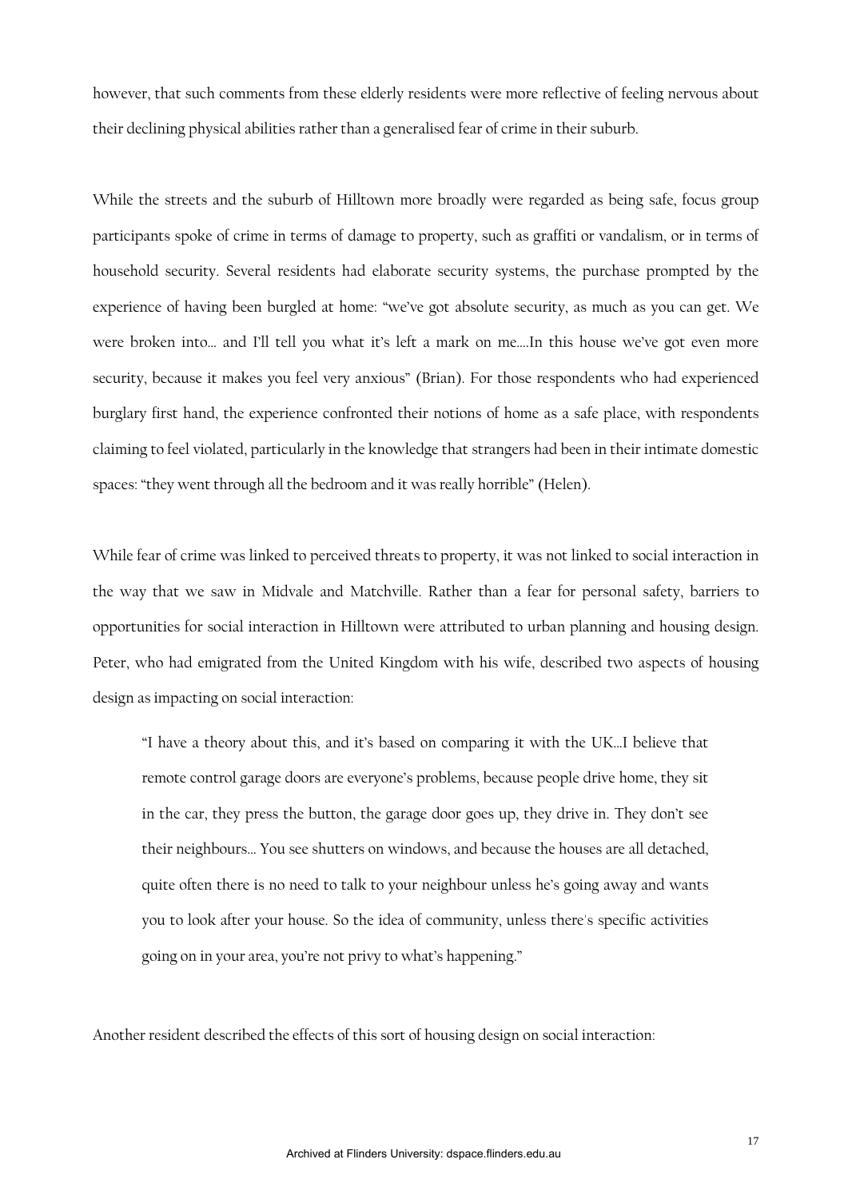however, that such comments from these elderly residents were more reflective of feeling nervous about their declining physical abilities rather than a generalised fear of crime in their suburb.

While the streets and the suburb of Hilltown more broadly were regarded as being safe, focus group participants spoke of crime in terms of damage to property, such as graffiti or vandalism, or in terms of household security. Several residents had elaborate security systems, the purchase prompted by the experience of having been burgled at home: "we've got absolute security, as much as you can get. We were broken into… and I'll tell you what it's left a mark on me….In this house we've got even more security, because it makes you feel very anxious" (Brian). For those respondents who had experienced burglary first hand, the experience confronted their notions of home as a safe place, with respondents claiming to feel violated, particularly in the knowledge that strangers had been in their intimate domestic spaces: "they went through all the bedroom and it was really horrible" (Helen).

While fear of crime was linked to perceived threats to property, it was not linked to social interaction in the way that we saw in Midvale and Matchville. Rather than a fear for personal safety, barriers to opportunities for social interaction in Hilltown were attributed to urban planning and housing design. Peter, who had emigrated from the United Kingdom with his wife, described two aspects of housing design as impacting on social interaction:

> "I have a theory about this, and it's based on comparing it with the UK…I believe that remote control garage doors are everyone's problems, because people drive home, they sit in the car, they press the button, the garage door goes up, they drive in. They don't see their neighbours… You see shutters on windows, and because the houses are all detached, quite often there is no need to talk to your neighbour unless he's going away and wants you to look after your house. So the idea of community, unless there's specific activities going on in your area, you're not privy to what's happening."

Another resident described the effects of this sort of housing design on social interaction: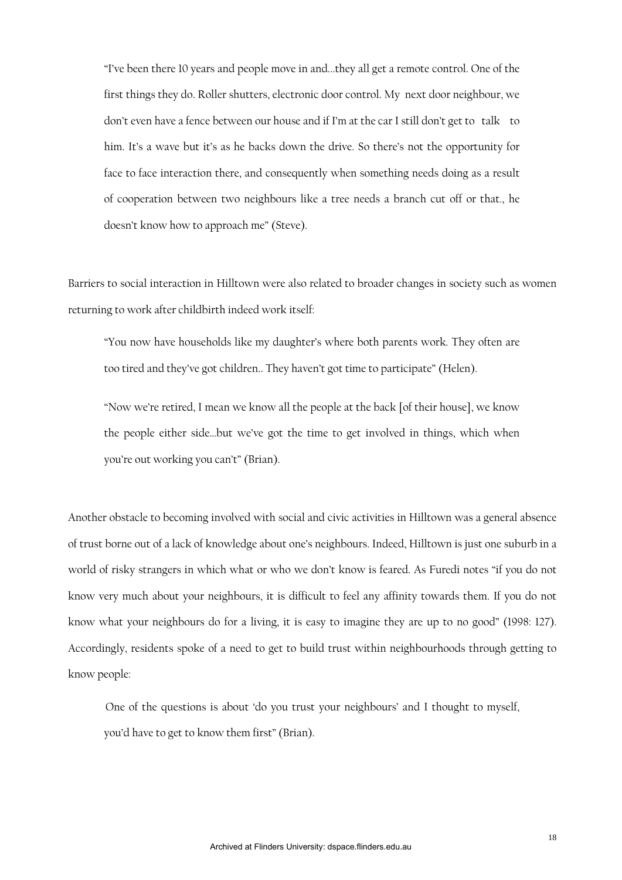> "I've been there 10 years and people move in and…they all get a remote control. One of the first things they do. Roller shutters, electronic door control. My next door neighbour, we don't even have a fence between our house and if I'm at the car I still don't get to talk to him. It's a wave but it's as he backs down the drive. So there's not the opportunity for face to face interaction there, and consequently when something needs doing as a result of cooperation between two neighbours like a tree needs a branch cut off or that., he doesn't know how to approach me" (Steve).

Barriers to social interaction in Hilltown were also related to broader changes in society such as women returning to work after childbirth indeed work itself:

> "You now have households like my daughter's where both parents work. They often are too tired and they've got children.. They haven't got time to participate" (Helen).

> "Now we're retired, I mean we know all the people at the back [of their house], we know the people either side…but we've got the time to get involved in things, which when you're out working you can't" (Brian).

Another obstacle to becoming involved with social and civic activities in Hilltown was a general absence of trust borne out of a lack of knowledge about one's neighbours. Indeed, Hilltown is just one suburb in a world of risky strangers in which what or who we don't know is feared. As Furedi notes "if you do not know very much about your neighbours, it is difficult to feel any affinity towards them. If you do not know what your neighbours do for a living, it is easy to imagine they are up to no good" (1998: 127). Accordingly, residents spoke of a need to get to build trust within neighbourhoods through getting to know people:

> One of the questions is about 'do you trust your neighbours' and I thought to myself, you'd have to get to know them first" (Brian).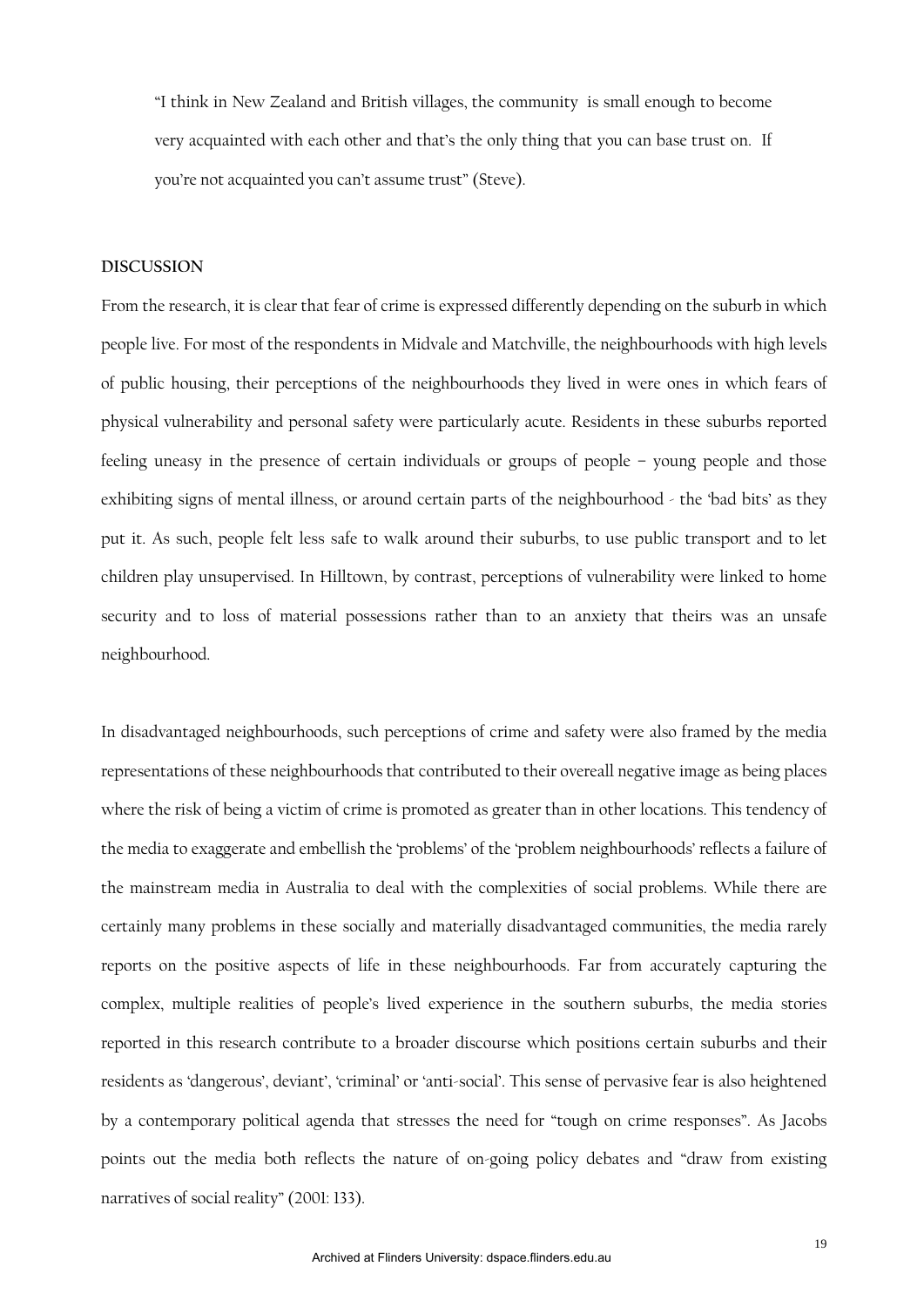> "I think in New Zealand and British villages, the community is small enough to become very acquainted with each other and that's the only thing that you can base trust on. If you're not acquainted you can't assume trust" (Steve).

**DISCUSSION**

From the research, it is clear that fear of crime is expressed differently depending on the suburb in which people live. For most of the respondents in Midvale and Matchville, the neighbourhoods with high levels of public housing, their perceptions of the neighbourhoods they lived in were ones in which fears of physical vulnerability and personal safety were particularly acute. Residents in these suburbs reported feeling uneasy in the presence of certain individuals or groups of people – young people and those exhibiting signs of mental illness, or around certain parts of the neighbourhood - the 'bad bits' as they put it. As such, people felt less safe to walk around their suburbs, to use public transport and to let children play unsupervised. In Hilltown, by contrast, perceptions of vulnerability were linked to home security and to loss of material possessions rather than to an anxiety that theirs was an unsafe neighbourhood.

In disadvantaged neighbourhoods, such perceptions of crime and safety were also framed by the media representations of these neighbourhoods that contributed to their overeall negative image as being places where the risk of being a victim of crime is promoted as greater than in other locations. This tendency of the media to exaggerate and embellish the 'problems' of the 'problem neighbourhoods' reflects a failure of the mainstream media in Australia to deal with the complexities of social problems. While there are certainly many problems in these socially and materially disadvantaged communities, the media rarely reports on the positive aspects of life in these neighbourhoods. Far from accurately capturing the complex, multiple realities of people's lived experience in the southern suburbs, the media stories reported in this research contribute to a broader discourse which positions certain suburbs and their residents as 'dangerous', deviant', 'criminal' or 'anti-social'. This sense of pervasive fear is also heightened by a contemporary political agenda that stresses the need for "tough on crime responses". As Jacobs points out the media both reflects the nature of on-going policy debates and "draw from existing narratives of social reality" (2001: 133).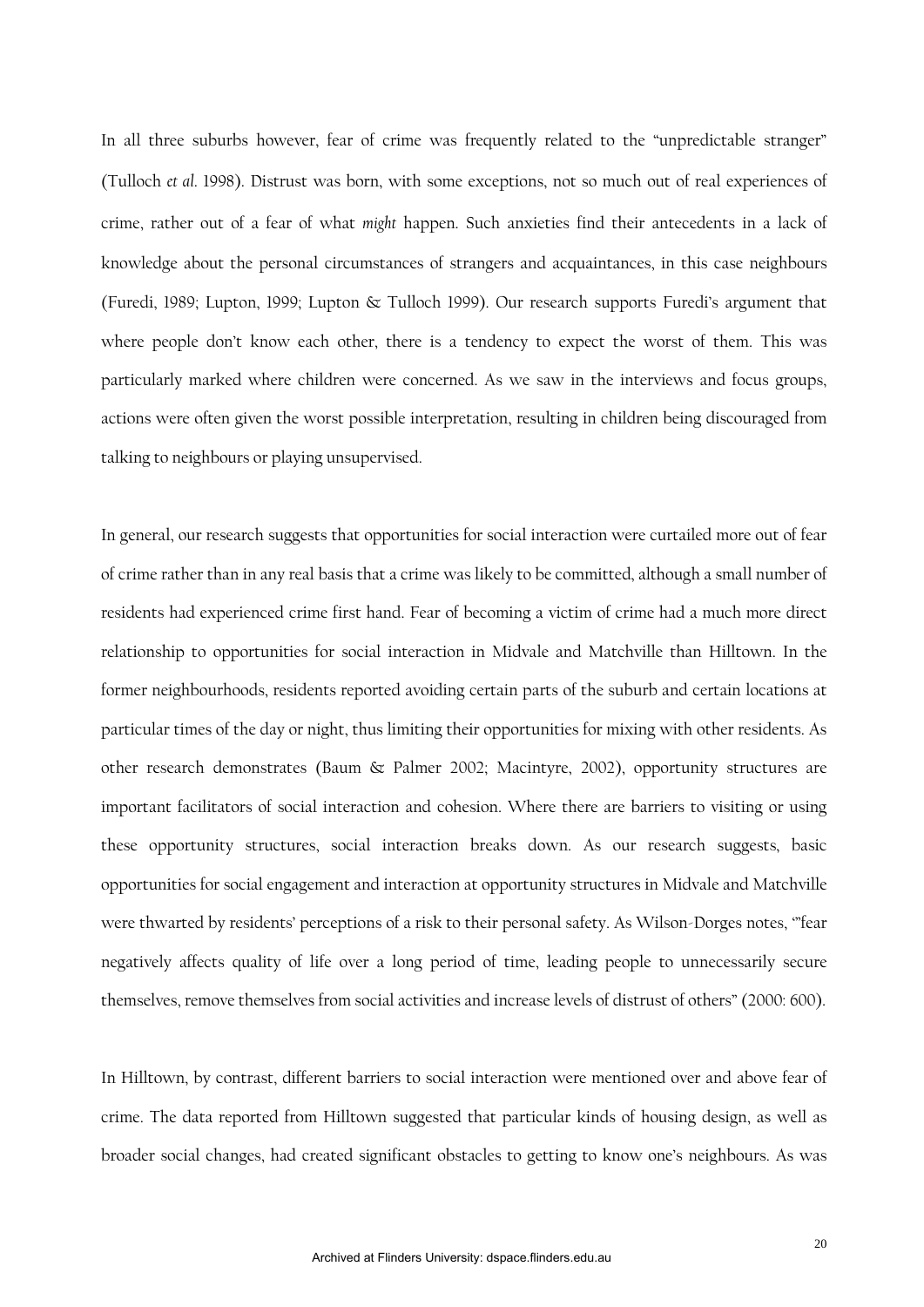In all three suburbs however, fear of crime was frequently related to the "unpredictable stranger" (Tulloch *et al*. 1998). Distrust was born, with some exceptions, not so much out of real experiences of crime, rather out of a fear of what *might* happen. Such anxieties find their antecedents in a lack of knowledge about the personal circumstances of strangers and acquaintances, in this case neighbours (Furedi, 1989; Lupton, 1999; Lupton & Tulloch 1999). Our research supports Furedi's argument that where people don't know each other, there is a tendency to expect the worst of them. This was particularly marked where children were concerned. As we saw in the interviews and focus groups, actions were often given the worst possible interpretation, resulting in children being discouraged from talking to neighbours or playing unsupervised.

In general, our research suggests that opportunities for social interaction were curtailed more out of fear of crime rather than in any real basis that a crime was likely to be committed, although a small number of residents had experienced crime first hand. Fear of becoming a victim of crime had a much more direct relationship to opportunities for social interaction in Midvale and Matchville than Hilltown. In the former neighbourhoods, residents reported avoiding certain parts of the suburb and certain locations at particular times of the day or night, thus limiting their opportunities for mixing with other residents. As other research demonstrates (Baum & Palmer 2002; Macintyre, 2002), opportunity structures are important facilitators of social interaction and cohesion. Where there are barriers to visiting or using these opportunity structures, social interaction breaks down. As our research suggests, basic opportunities for social engagement and interaction at opportunity structures in Midvale and Matchville were thwarted by residents' perceptions of a risk to their personal safety. As Wilson-Dorges notes, "'fear negatively affects quality of life over a long period of time, leading people to unnecessarily secure themselves, remove themselves from social activities and increase levels of distrust of others" (2000: 600).

In Hilltown, by contrast, different barriers to social interaction were mentioned over and above fear of crime. The data reported from Hilltown suggested that particular kinds of housing design, as well as broader social changes, had created significant obstacles to getting to know one's neighbours. As was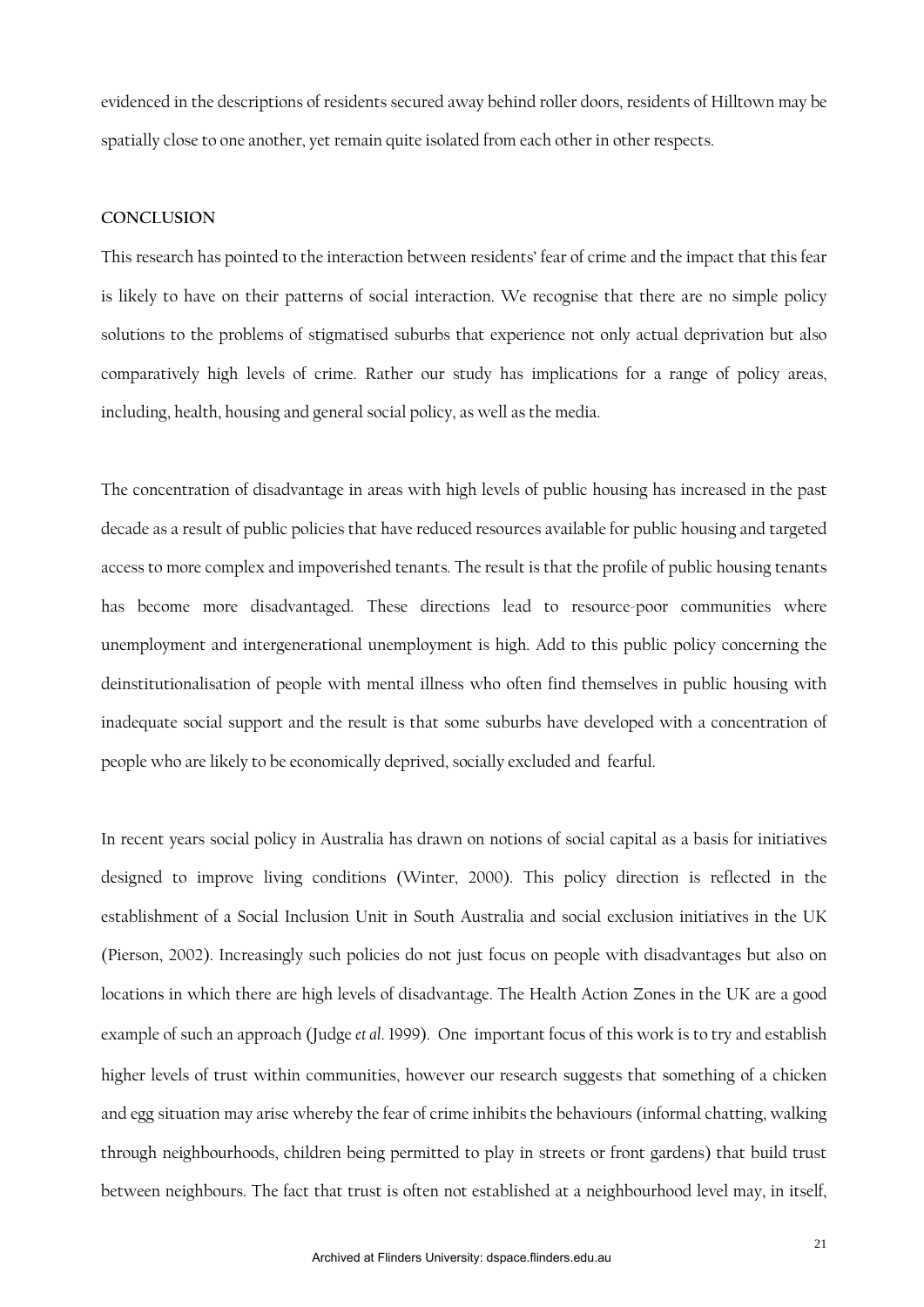evidenced in the descriptions of residents secured away behind roller doors, residents of Hilltown may be spatially close to one another, yet remain quite isolated from each other in other respects.

## CONCLUSION

This research has pointed to the interaction between residents' fear of crime and the impact that this fear is likely to have on their patterns of social interaction. We recognise that there are no simple policy solutions to the problems of stigmatised suburbs that experience not only actual deprivation but also comparatively high levels of crime. Rather our study has implications for a range of policy areas, including, health, housing and general social policy, as well as the media.

The concentration of disadvantage in areas with high levels of public housing has increased in the past decade as a result of public policies that have reduced resources available for public housing and targeted access to more complex and impoverished tenants. The result is that the profile of public housing tenants has become more disadvantaged. These directions lead to resource-poor communities where unemployment and intergenerational unemployment is high. Add to this public policy concerning the deinstitutionalisation of people with mental illness who often find themselves in public housing with inadequate social support and the result is that some suburbs have developed with a concentration of people who are likely to be economically deprived, socially excluded and fearful.

In recent years social policy in Australia has drawn on notions of social capital as a basis for initiatives designed to improve living conditions (Winter, 2000). This policy direction is reflected in the establishment of a Social Inclusion Unit in South Australia and social exclusion initiatives in the UK (Pierson, 2002). Increasingly such policies do not just focus on people with disadvantages but also on locations in which there are high levels of disadvantage. The Health Action Zones in the UK are a good example of such an approach (Judge *et al*. 1999). One important focus of this work is to try and establish higher levels of trust within communities, however our research suggests that something of a chicken and egg situation may arise whereby the fear of crime inhibits the behaviours (informal chatting, walking through neighbourhoods, children being permitted to play in streets or front gardens) that build trust between neighbours. The fact that trust is often not established at a neighbourhood level may, in itself,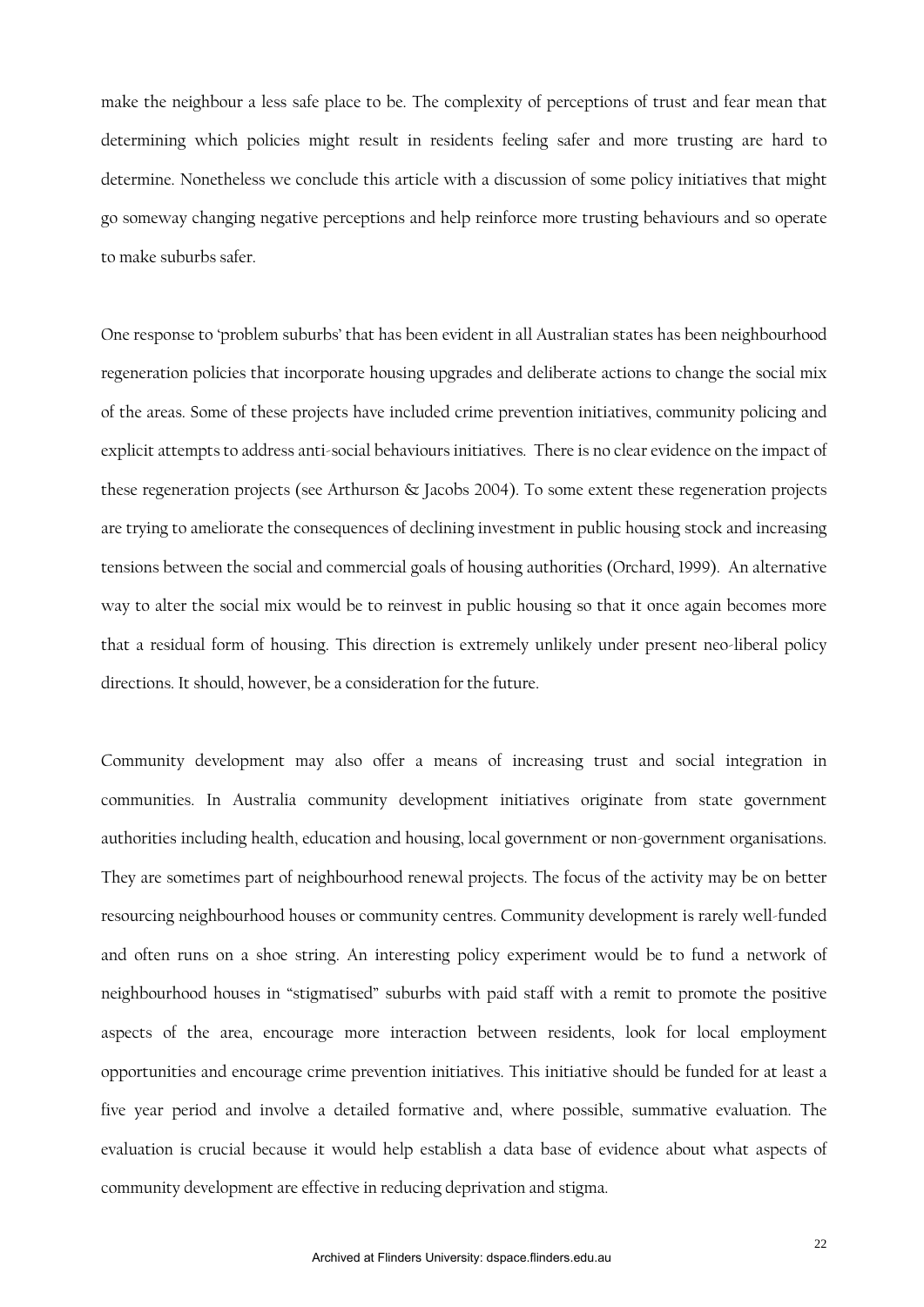make the neighbour a less safe place to be. The complexity of perceptions of trust and fear mean that determining which policies might result in residents feeling safer and more trusting are hard to determine. Nonetheless we conclude this article with a discussion of some policy initiatives that might go someway changing negative perceptions and help reinforce more trusting behaviours and so operate to make suburbs safer.

One response to 'problem suburbs' that has been evident in all Australian states has been neighbourhood regeneration policies that incorporate housing upgrades and deliberate actions to change the social mix of the areas. Some of these projects have included crime prevention initiatives, community policing and explicit attempts to address anti-social behaviours initiatives. There is no clear evidence on the impact of these regeneration projects (see Arthurson & Jacobs 2004). To some extent these regeneration projects are trying to ameliorate the consequences of declining investment in public housing stock and increasing tensions between the social and commercial goals of housing authorities (Orchard, 1999). An alternative way to alter the social mix would be to reinvest in public housing so that it once again becomes more that a residual form of housing. This direction is extremely unlikely under present neo-liberal policy directions. It should, however, be a consideration for the future.

Community development may also offer a means of increasing trust and social integration in communities. In Australia community development initiatives originate from state government authorities including health, education and housing, local government or non-government organisations. They are sometimes part of neighbourhood renewal projects. The focus of the activity may be on better resourcing neighbourhood houses or community centres. Community development is rarely well-funded and often runs on a shoe string. An interesting policy experiment would be to fund a network of neighbourhood houses in "stigmatised" suburbs with paid staff with a remit to promote the positive aspects of the area, encourage more interaction between residents, look for local employment opportunities and encourage crime prevention initiatives. This initiative should be funded for at least a five year period and involve a detailed formative and, where possible, summative evaluation. The evaluation is crucial because it would help establish a data base of evidence about what aspects of community development are effective in reducing deprivation and stigma.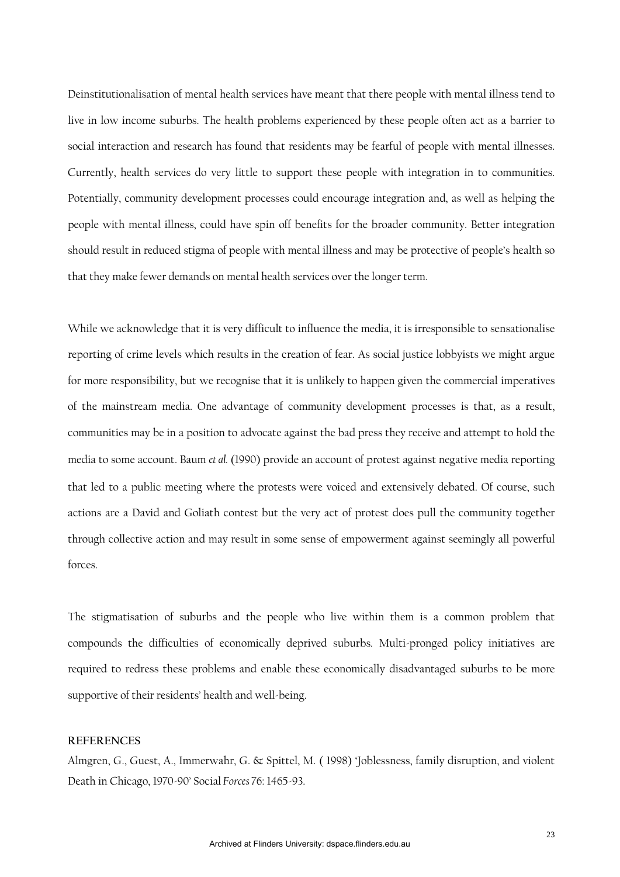Deinstitutionalisation of mental health services have meant that there people with mental illness tend to live in low income suburbs. The health problems experienced by these people often act as a barrier to social interaction and research has found that residents may be fearful of people with mental illnesses. Currently, health services do very little to support these people with integration in to communities. Potentially, community development processes could encourage integration and, as well as helping the people with mental illness, could have spin off benefits for the broader community. Better integration should result in reduced stigma of people with mental illness and may be protective of people's health so that they make fewer demands on mental health services over the longer term.

While we acknowledge that it is very difficult to influence the media, it is irresponsible to sensationalise reporting of crime levels which results in the creation of fear. As social justice lobbyists we might argue for more responsibility, but we recognise that it is unlikely to happen given the commercial imperatives of the mainstream media. One advantage of community development processes is that, as a result, communities may be in a position to advocate against the bad press they receive and attempt to hold the media to some account. Baum *et al.* (1990) provide an account of protest against negative media reporting that led to a public meeting where the protests were voiced and extensively debated. Of course, such actions are a David and Goliath contest but the very act of protest does pull the community together through collective action and may result in some sense of empowerment against seemingly all powerful forces.

The stigmatisation of suburbs and the people who live within them is a common problem that compounds the difficulties of economically deprived suburbs. Multi-pronged policy initiatives are required to redress these problems and enable these economically disadvantaged suburbs to be more supportive of their residents' health and well-being.

## REFERENCES

Almgren, G., Guest, A., Immerwahr, G. & Spittel, M. ( 1998) 'Joblessness, family disruption, and violent Death in Chicago, 1970-90' Social *Forces* 76: 1465-93.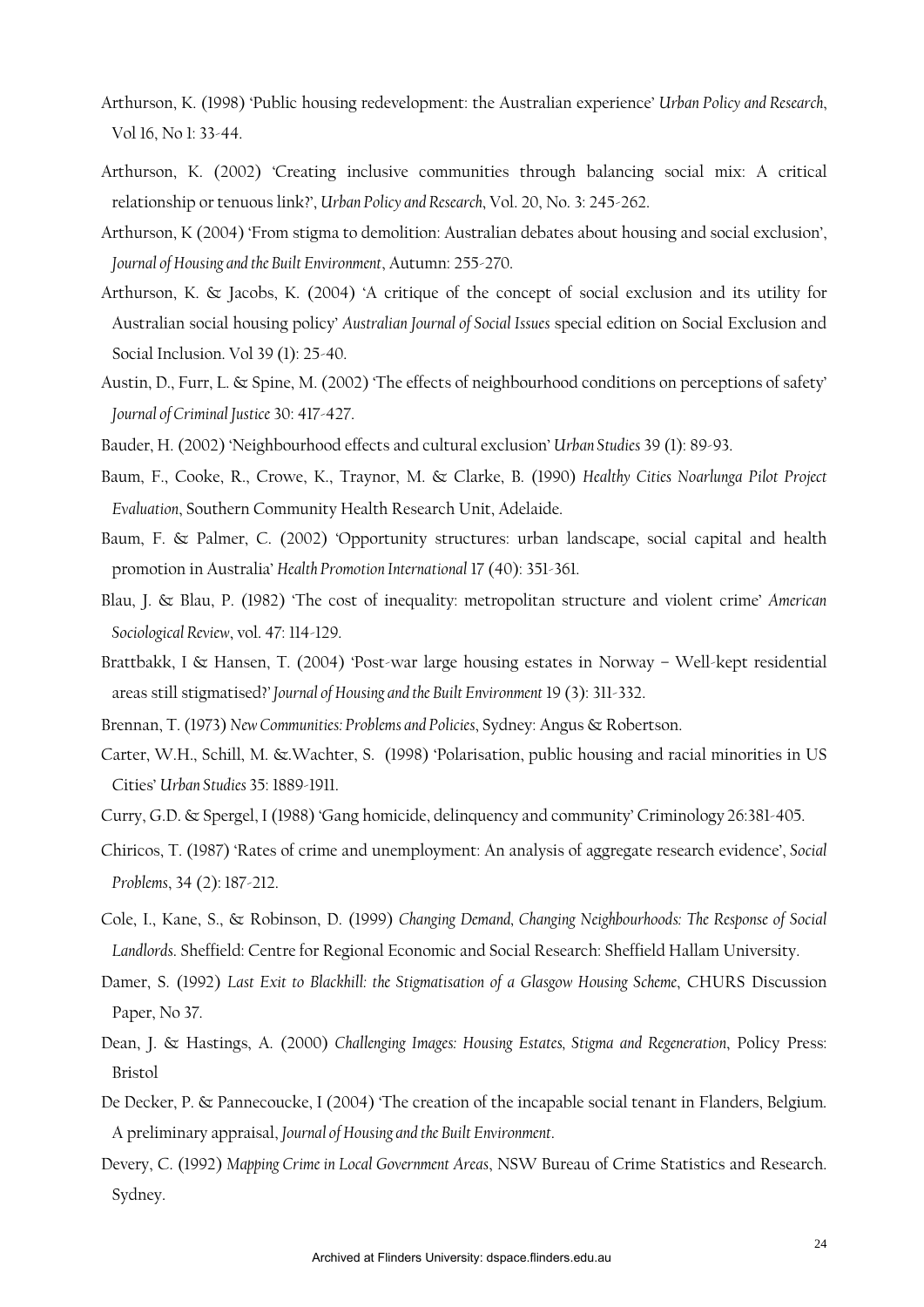Arthurson, K. (1998) 'Public housing redevelopment: the Australian experience' *Urban Policy and Research*, Vol 16, No 1: 33-44.

Arthurson, K. (2002) 'Creating inclusive communities through balancing social mix: A critical relationship or tenuous link?', *Urban Policy and Research*, Vol. 20, No. 3: 245-262.

Arthurson, K (2004) 'From stigma to demolition: Australian debates about housing and social exclusion', *Journal of Housing and the Built Environment*, Autumn: 255-270.

Arthurson, K. & Jacobs, K. (2004) 'A critique of the concept of social exclusion and its utility for Australian social housing policy' *Australian Journal of Social Issues* special edition on Social Exclusion and Social Inclusion. Vol 39 (1): 25-40.

Austin, D., Furr, L. & Spine, M. (2002) 'The effects of neighbourhood conditions on perceptions of safety' *Journal of Criminal Justice* 30: 417-427.

Bauder, H. (2002) 'Neighbourhood effects and cultural exclusion' *Urban Studies* 39 (1): 89-93.

Baum, F., Cooke, R., Crowe, K., Traynor, M. & Clarke, B. (1990) *Healthy Cities Noarlunga Pilot Project Evaluation*, Southern Community Health Research Unit, Adelaide.

Baum, F. & Palmer, C. (2002) 'Opportunity structures: urban landscape, social capital and health promotion in Australia' *Health Promotion International* 17 (40): 351-361.

Blau, J. & Blau, P. (1982) 'The cost of inequality: metropolitan structure and violent crime' *American Sociological Review*, vol. 47: 114-129.

Brattbakk, I & Hansen, T. (2004) 'Post-war large housing estates in Norway – Well-kept residential areas still stigmatised?' *Journal of Housing and the Built Environment* 19 (3): 311-332.

Brennan, T. (1973) *New Communities: Problems and Policies*, Sydney: Angus & Robertson.

Carter, W.H., Schill, M. &.Wachter, S. (1998) 'Polarisation, public housing and racial minorities in US Cities' *Urban Studies* 35: 1889-1911.

Curry, G.D. & Spergel, I (1988) 'Gang homicide, delinquency and community' Criminology 26:381-405.

Chiricos, T. (1987) 'Rates of crime and unemployment: An analysis of aggregate research evidence', *Social Problems*, 34 (2): 187-212.

Cole, I., Kane, S., & Robinson, D. (1999) *Changing Demand, Changing Neighbourhoods: The Response of Social Landlords*. Sheffield: Centre for Regional Economic and Social Research: Sheffield Hallam University.

Damer, S. (1992) *Last Exit to Blackhill: the Stigmatisation of a Glasgow Housing Scheme*, CHURS Discussion Paper, No 37.

Dean, J. & Hastings, A. (2000) *Challenging Images: Housing Estates, Stigma and Regeneration*, Policy Press: Bristol

De Decker, P. & Pannecoucke, I (2004) 'The creation of the incapable social tenant in Flanders, Belgium. A preliminary appraisal, *Journal of Housing and the Built Environment*.

Devery, C. (1992) *Mapping Crime in Local Government Areas*, NSW Bureau of Crime Statistics and Research. Sydney.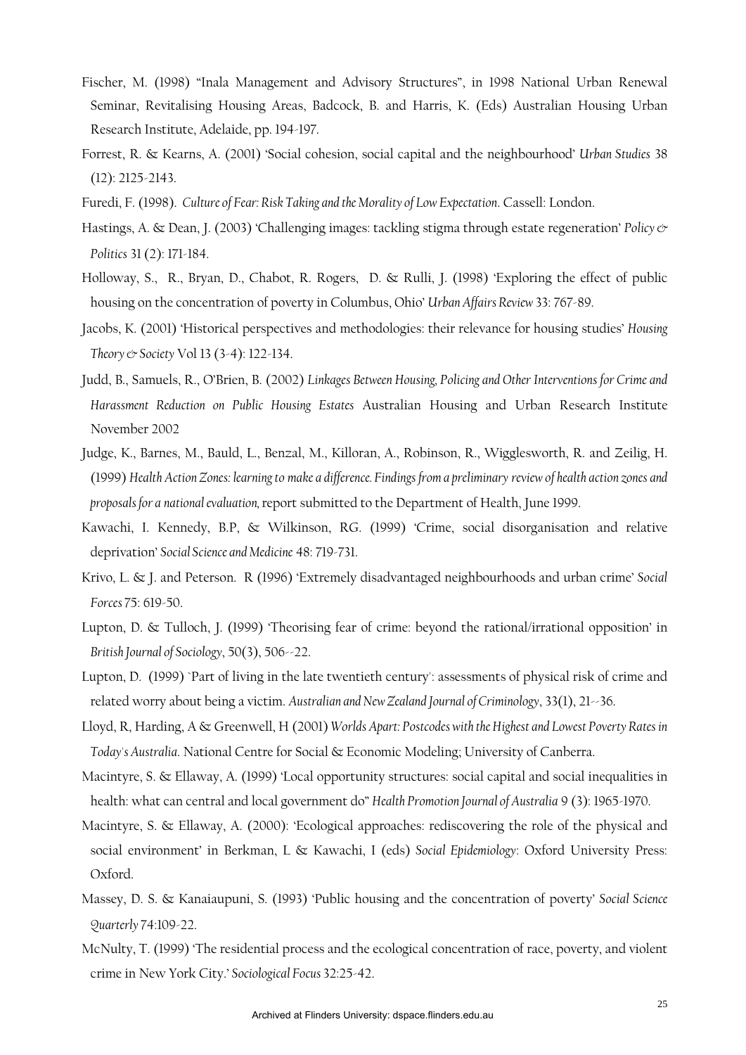Fischer, M. (1998) "Inala Management and Advisory Structures", in 1998 National Urban Renewal Seminar, Revitalising Housing Areas, Badcock, B. and Harris, K. (Eds) Australian Housing Urban Research Institute, Adelaide, pp. 194-197.

Forrest, R. & Kearns, A. (2001) 'Social cohesion, social capital and the neighbourhood' *Urban Studies* 38 (12): 2125-2143.

Furedi, F. (1998). *Culture of Fear: Risk Taking and the Morality of Low Expectation*. Cassell: London.

Hastings, A. & Dean, J. (2003) 'Challenging images: tackling stigma through estate regeneration' *Policy & Politics* 31 (2): 171-184.

Holloway, S., R., Bryan, D., Chabot, R. Rogers, D. & Rulli, J. (1998) 'Exploring the effect of public housing on the concentration of poverty in Columbus, Ohio' *Urban Affairs Review* 33: 767-89.

Jacobs, K. (2001) 'Historical perspectives and methodologies: their relevance for housing studies' *Housing Theory & Society* Vol 13 (3-4): 122-134.

Judd, B., Samuels, R., O'Brien, B. (2002) *Linkages Between Housing, Policing and Other Interventions for Crime and Harassment Reduction on Public Housing Estates* Australian Housing and Urban Research Institute November 2002

Judge, K., Barnes, M., Bauld, L., Benzal, M., Killoran, A., Robinson, R., Wigglesworth, R. and Zeilig, H. (1999) *Health Action Zones: learning to make a difference. Findings from a preliminary review of health action zones and proposals for a national evaluation*, report submitted to the Department of Health, June 1999.

Kawachi, I. Kennedy, B.P, & Wilkinson, RG. (1999) 'Crime, social disorganisation and relative deprivation' *Social Science and Medicine* 48: 719-731.

Krivo, L. & J. and Peterson. R (1996) 'Extremely disadvantaged neighbourhoods and urban crime' *Social Forces* 75: 619-50.

Lupton, D. & Tulloch, J. (1999) 'Theorising fear of crime: beyond the rational/irrational opposition' in *British Journal of Sociology*, 50(3), 506--22.

Lupton, D. (1999) `Part of living in the late twentieth century': assessments of physical risk of crime and related worry about being a victim. *Australian and New Zealand Journal of Criminology*, 33(1), 21--36.

Lloyd, R, Harding, A & Greenwell, H (2001) *Worlds Apart: Postcodes with the Highest and Lowest Poverty Rates in Today's Australia*. National Centre for Social & Economic Modeling; University of Canberra.

Macintyre, S. & Ellaway, A. (1999) 'Local opportunity structures: social capital and social inequalities in health: what can central and local government do" *Health Promotion Journal of Australia* 9 (3): 1965-1970.

Macintyre, S. & Ellaway, A. (2000): 'Ecological approaches: rediscovering the role of the physical and social environment' in Berkman, L & Kawachi, I (eds) *Social Epidemiology*: Oxford University Press: Oxford.

Massey, D. S. & Kanaiaupuni, S. (1993) 'Public housing and the concentration of poverty' *Social Science Quarterly* 74:109-22.

McNulty, T. (1999) 'The residential process and the ecological concentration of race, poverty, and violent crime in New York City.' *Sociological Focus* 32:25-42.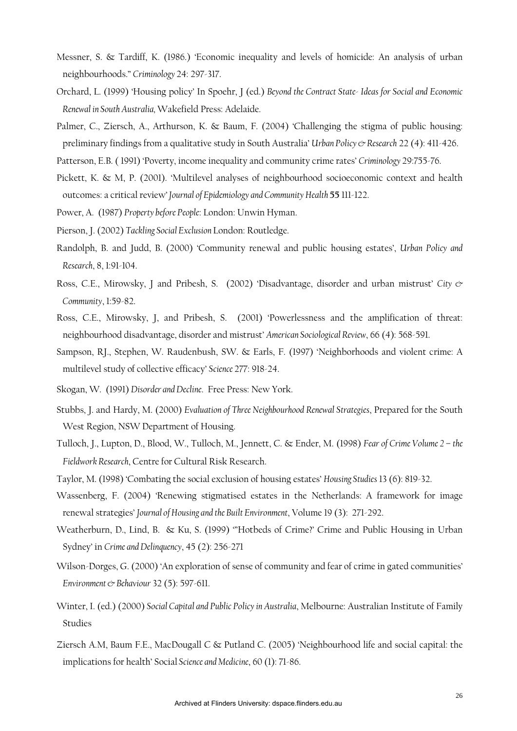Messner, S. & Tardiff, K. (1986.) 'Economic inequality and levels of homicide: An analysis of urban neighbourhoods." *Criminology* 24: 297-317.

Orchard, L. (1999) 'Housing policy' In Spoehr, J (ed.) *Beyond the Contract State- Ideas for Social and Economic Renewal in South Australia*, Wakefield Press: Adelaide.

Palmer, C., Ziersch, A., Arthurson, K. & Baum, F. (2004) 'Challenging the stigma of public housing: preliminary findings from a qualitative study in South Australia' *Urban Policy & Research* 22 (4): 411-426.

Patterson, E.B. ( 1991) 'Poverty, income inequality and community crime rates' *Criminology* 29:755-76.

Pickett, K. & M, P. (2001). 'Multilevel analyses of neighbourhood socioeconomic context and health outcomes: a critical review' *Journal of Epidemiology and Community Health* **55** 111-122.

Power, A. (1987) *Property before People*: London: Unwin Hyman.

Pierson, J. (2002) *Tackling Social Exclusion* London: Routledge.

Randolph, B. and Judd, B. (2000) 'Community renewal and public housing estates', *Urban Policy and Research*, 8, 1:91-104.

Ross, C.E., Mirowsky, J and Pribesh, S. (2002) 'Disadvantage, disorder and urban mistrust' *City & Community*, 1:59-82.

Ross, C.E., Mirowsky, J, and Pribesh, S. (2001) 'Powerlessness and the amplification of threat: neighbourhood disadvantage, disorder and mistrust' *American Sociological Review*, 66 (4): 568-591.

Sampson, RJ., Stephen, W. Raudenbush, SW. & Earls, F. (1997) 'Neighborhoods and violent crime: A multilevel study of collective efficacy' *Science* 277: 918-24.

Skogan, W. (1991) *Disorder and Decline*. Free Press: New York.

Stubbs, J. and Hardy, M. (2000) *Evaluation of Three Neighbourhood Renewal Strategies*, Prepared for the South West Region, NSW Department of Housing.

Tulloch, J., Lupton, D., Blood, W., Tulloch, M., Jennett, C. & Ender, M. (1998) *Fear of Crime Volume 2 – the Fieldwork Research*, Centre for Cultural Risk Research.

Taylor, M. (1998) 'Combating the social exclusion of housing estates' *Housing Studies* 13 (6): 819-32.

Wassenberg, F. (2004) 'Renewing stigmatised estates in the Netherlands: A framework for image renewal strategies' *Journal of Housing and the Built Environment*, Volume 19 (3): 271-292.

Weatherburn, D., Lind, B. & Ku, S. (1999) '"Hotbeds of Crime?' Crime and Public Housing in Urban Sydney' in *Crime and Delinquency*, 45 (2): 256-271

Wilson-Dorges, G. (2000) 'An exploration of sense of community and fear of crime in gated communities' *Environment & Behaviour* 32 (5): 597-611.

Winter, I. (ed.) (2000) *Social Capital and Public Policy in Australia*, Melbourne: Australian Institute of Family Studies

Ziersch A.M, Baum F.E., MacDougall C & Putland C. (2005) 'Neighbourhood life and social capital: the implications for health' Social *Science and Medicine*, 60 (1): 71-86.

Archived at Flinders University: dspace.flinders.edu.au